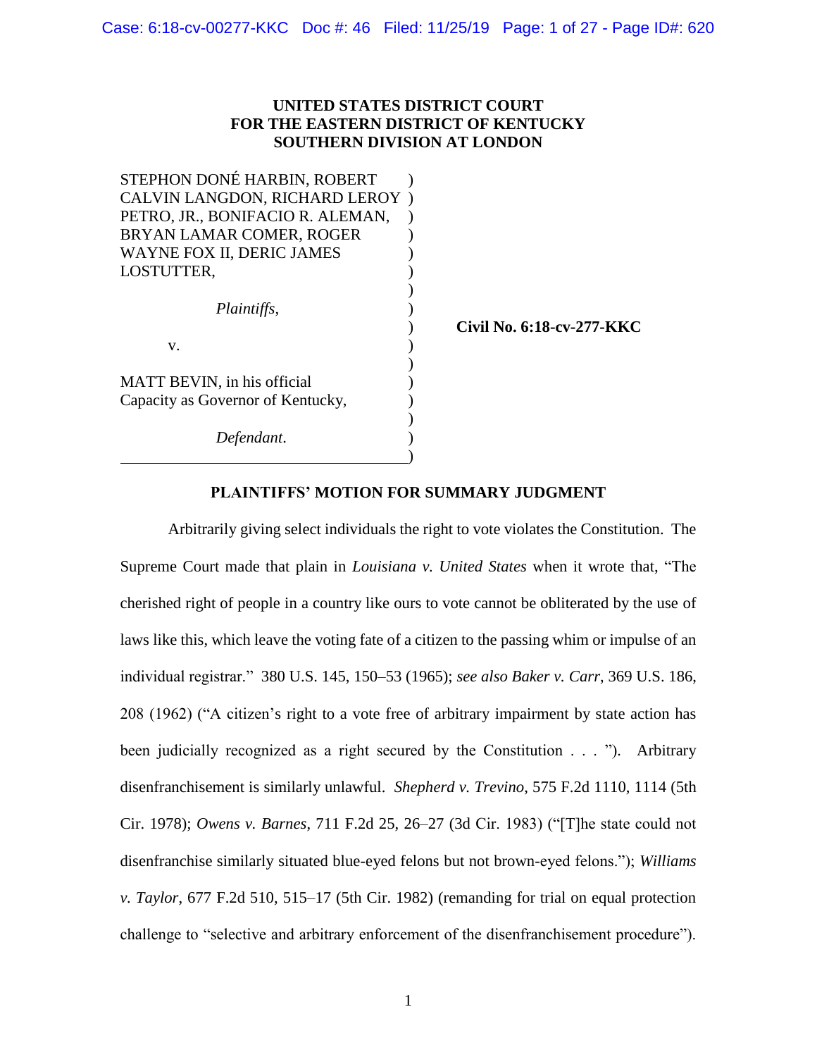**UNITED STATES DISTRICT COURT**
**FOR THE EASTERN DISTRICT OF KENTUCKY**
**SOUTHERN DIVISION AT LONDON**

STEPHON DONÉ HARBIN, ROBERT CALVIN LANGDON, RICHARD LEROY PETRO, JR., BONIFACIO R. ALEMAN, BRYAN LAMAR COMER, ROGER WAYNE FOX II, DERIC JAMES LOSTUTTER,

*Plaintiffs*,

v.

MATT BEVIN, in his official Capacity as Governor of Kentucky,

*Defendant*.

**Civil No. 6:18-cv-277-KKC**

**PLAINTIFFS' MOTION FOR SUMMARY JUDGMENT**

Arbitrarily giving select individuals the right to vote violates the Constitution. The Supreme Court made that plain in *Louisiana v. United States* when it wrote that, "The cherished right of people in a country like ours to vote cannot be obliterated by the use of laws like this, which leave the voting fate of a citizen to the passing whim or impulse of an individual registrar." 380 U.S. 145, 150–53 (1965); *see also Baker v. Carr*, 369 U.S. 186, 208 (1962) ("A citizen's right to a vote free of arbitrary impairment by state action has been judicially recognized as a right secured by the Constitution . . . "). Arbitrary disenfranchisement is similarly unlawful. *Shepherd v. Trevino*, 575 F.2d 1110, 1114 (5th Cir. 1978); *Owens v. Barnes*, 711 F.2d 25, 26–27 (3d Cir. 1983) ("[T]he state could not disenfranchise similarly situated blue-eyed felons but not brown-eyed felons."); *Williams v. Taylor*, 677 F.2d 510, 515–17 (5th Cir. 1982) (remanding for trial on equal protection challenge to "selective and arbitrary enforcement of the disenfranchisement procedure").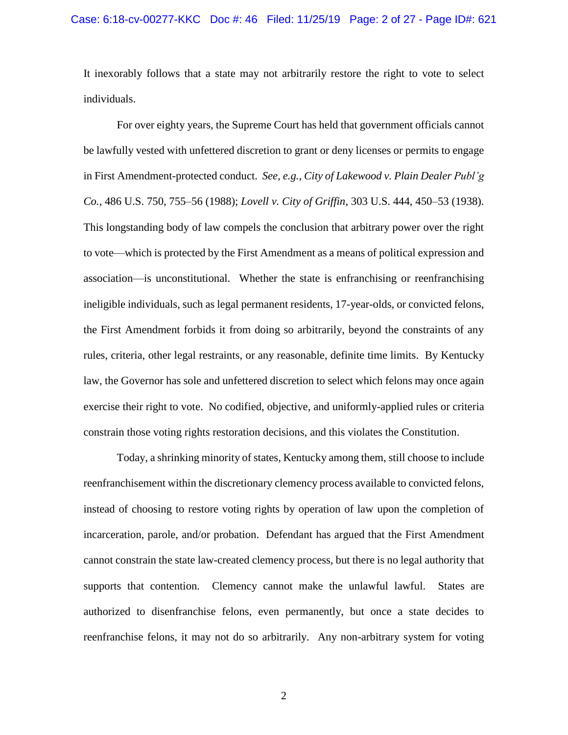It inexorably follows that a state may not arbitrarily restore the right to vote to select individuals.

For over eighty years, the Supreme Court has held that government officials cannot be lawfully vested with unfettered discretion to grant or deny licenses or permits to engage in First Amendment-protected conduct. *See, e.g.*, *City of Lakewood v. Plain Dealer Publ'g Co.*, 486 U.S. 750, 755–56 (1988); *Lovell v. City of Griffin*, 303 U.S. 444, 450–53 (1938). This longstanding body of law compels the conclusion that arbitrary power over the right to vote—which is protected by the First Amendment as a means of political expression and association—is unconstitutional. Whether the state is enfranchising or reenfranchising ineligible individuals, such as legal permanent residents, 17-year-olds, or convicted felons, the First Amendment forbids it from doing so arbitrarily, beyond the constraints of any rules, criteria, other legal restraints, or any reasonable, definite time limits. By Kentucky law, the Governor has sole and unfettered discretion to select which felons may once again exercise their right to vote. No codified, objective, and uniformly-applied rules or criteria constrain those voting rights restoration decisions, and this violates the Constitution.

Today, a shrinking minority of states, Kentucky among them, still choose to include reenfranchisement within the discretionary clemency process available to convicted felons, instead of choosing to restore voting rights by operation of law upon the completion of incarceration, parole, and/or probation. Defendant has argued that the First Amendment cannot constrain the state law-created clemency process, but there is no legal authority that supports that contention. Clemency cannot make the unlawful lawful. States are authorized to disenfranchise felons, even permanently, but once a state decides to reenfranchise felons, it may not do so arbitrarily. Any non-arbitrary system for voting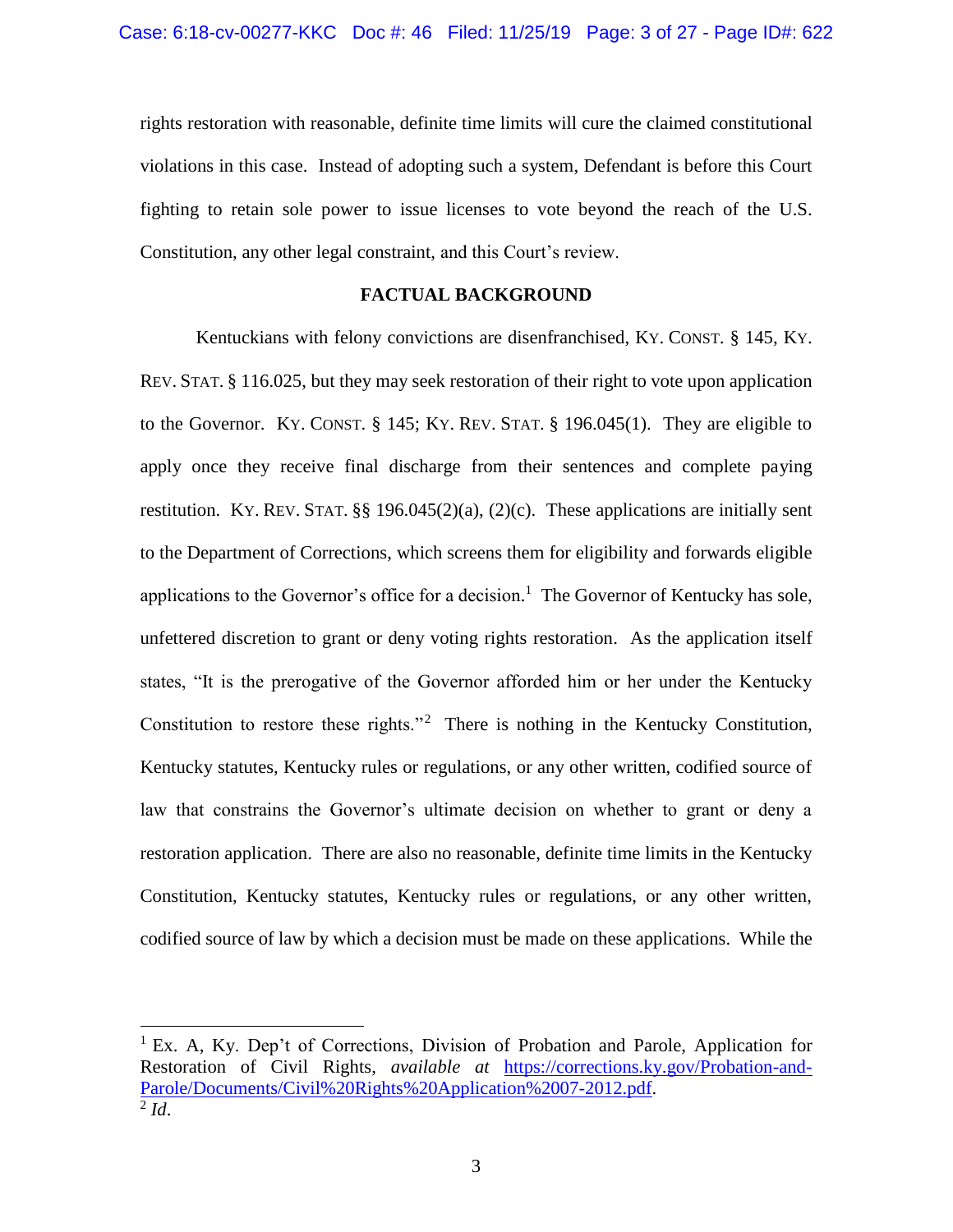rights restoration with reasonable, definite time limits will cure the claimed constitutional violations in this case. Instead of adopting such a system, Defendant is before this Court fighting to retain sole power to issue licenses to vote beyond the reach of the U.S. Constitution, any other legal constraint, and this Court's review.

## FACTUAL BACKGROUND

Kentuckians with felony convictions are disenfranchised, KY. CONST. § 145, KY. REV. STAT. § 116.025, but they may seek restoration of their right to vote upon application to the Governor. KY. CONST. § 145; KY. REV. STAT. § 196.045(1). They are eligible to apply once they receive final discharge from their sentences and complete paying restitution. KY. REV. STAT. §§ 196.045(2)(a), (2)(c). These applications are initially sent to the Department of Corrections, which screens them for eligibility and forwards eligible applications to the Governor's office for a decision.[1] The Governor of Kentucky has sole, unfettered discretion to grant or deny voting rights restoration. As the application itself states, "It is the prerogative of the Governor afforded him or her under the Kentucky Constitution to restore these rights."[2] There is nothing in the Kentucky Constitution, Kentucky statutes, Kentucky rules or regulations, or any other written, codified source of law that constrains the Governor's ultimate decision on whether to grant or deny a restoration application. There are also no reasonable, definite time limits in the Kentucky Constitution, Kentucky statutes, Kentucky rules or regulations, or any other written, codified source of law by which a decision must be made on these applications. While the

---

[1] Ex. A, Ky. Dep't of Corrections, Division of Probation and Parole, Application for Restoration of Civil Rights, *available at* https://corrections.ky.gov/Probation-and-Parole/Documents/Civil%20Rights%20Application%2007-2012.pdf.

[2] *Id*.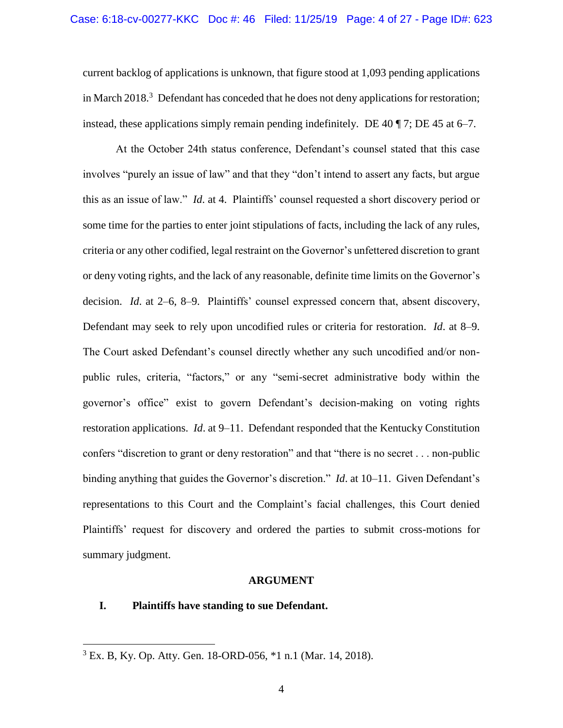current backlog of applications is unknown, that figure stood at 1,093 pending applications in March 2018.[3] Defendant has conceded that he does not deny applications for restoration; instead, these applications simply remain pending indefinitely. DE 40 ¶ 7; DE 45 at 6–7.

At the October 24th status conference, Defendant's counsel stated that this case involves "purely an issue of law" and that they "don't intend to assert any facts, but argue this as an issue of law." *Id*. at 4. Plaintiffs' counsel requested a short discovery period or some time for the parties to enter joint stipulations of facts, including the lack of any rules, criteria or any other codified, legal restraint on the Governor's unfettered discretion to grant or deny voting rights, and the lack of any reasonable, definite time limits on the Governor's decision. *Id*. at 2–6, 8–9. Plaintiffs' counsel expressed concern that, absent discovery, Defendant may seek to rely upon uncodified rules or criteria for restoration. *Id*. at 8–9. The Court asked Defendant's counsel directly whether any such uncodified and/or non-public rules, criteria, "factors," or any "semi-secret administrative body within the governor's office" exist to govern Defendant's decision-making on voting rights restoration applications. *Id*. at 9–11. Defendant responded that the Kentucky Constitution confers "discretion to grant or deny restoration" and that "there is no secret . . . non-public binding anything that guides the Governor's discretion." *Id*. at 10–11. Given Defendant's representations to this Court and the Complaint's facial challenges, this Court denied Plaintiffs' request for discovery and ordered the parties to submit cross-motions for summary judgment.

## ARGUMENT

### I. Plaintiffs have standing to sue Defendant.

---

[3] Ex. B, Ky. Op. Atty. Gen. 18-ORD-056, *1 n.1 (Mar. 14, 2018).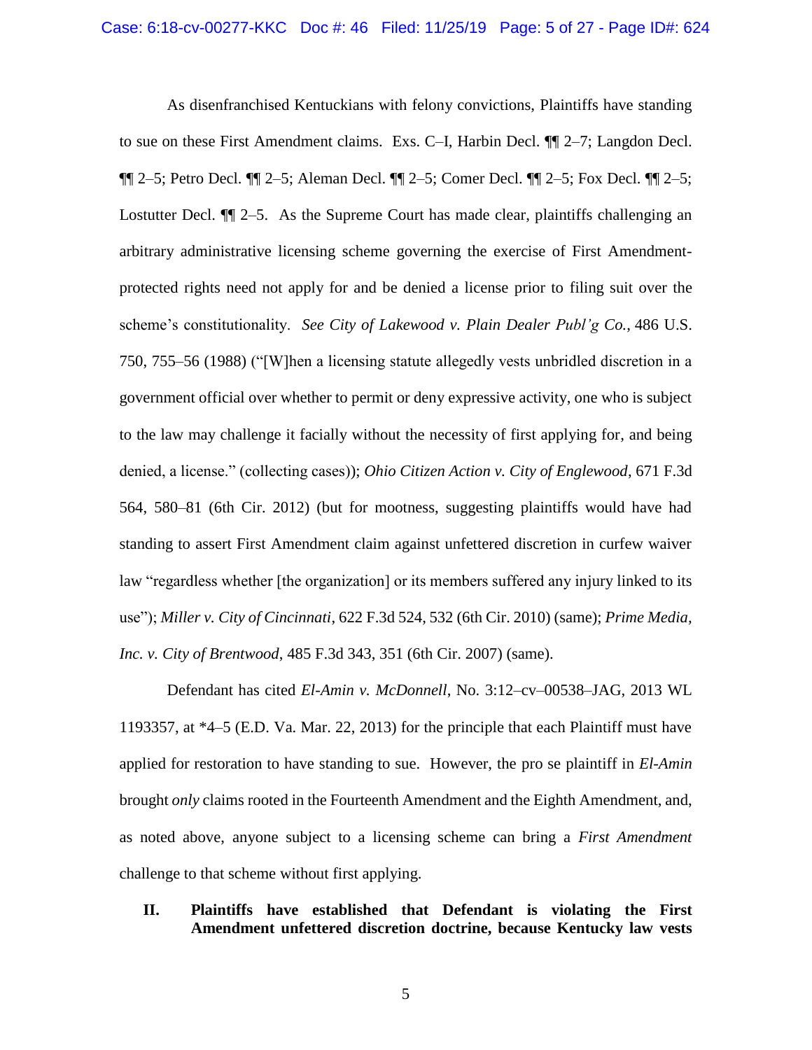As disenfranchised Kentuckians with felony convictions, Plaintiffs have standing to sue on these First Amendment claims. Exs. C–I, Harbin Decl. ¶¶ 2–7; Langdon Decl. ¶¶ 2–5; Petro Decl. ¶¶ 2–5; Aleman Decl. ¶¶ 2–5; Comer Decl. ¶¶ 2–5; Fox Decl. ¶¶ 2–5; Lostutter Decl. ¶¶ 2–5. As the Supreme Court has made clear, plaintiffs challenging an arbitrary administrative licensing scheme governing the exercise of First Amendment-protected rights need not apply for and be denied a license prior to filing suit over the scheme's constitutionality. *See City of Lakewood v. Plain Dealer Publ'g Co.*, 486 U.S. 750, 755–56 (1988) ("[W]hen a licensing statute allegedly vests unbridled discretion in a government official over whether to permit or deny expressive activity, one who is subject to the law may challenge it facially without the necessity of first applying for, and being denied, a license." (collecting cases)); *Ohio Citizen Action v. City of Englewood*, 671 F.3d 564, 580–81 (6th Cir. 2012) (but for mootness, suggesting plaintiffs would have had standing to assert First Amendment claim against unfettered discretion in curfew waiver law "regardless whether [the organization] or its members suffered any injury linked to its use"); *Miller v. City of Cincinnati*, 622 F.3d 524, 532 (6th Cir. 2010) (same); *Prime Media, Inc. v. City of Brentwood*, 485 F.3d 343, 351 (6th Cir. 2007) (same).

Defendant has cited *El-Amin v. McDonnell*, No. 3:12–cv–00538–JAG, 2013 WL 1193357, at *4–5 (E.D. Va. Mar. 22, 2013) for the principle that each Plaintiff must have applied for restoration to have standing to sue. However, the pro se plaintiff in *El-Amin* brought *only* claims rooted in the Fourteenth Amendment and the Eighth Amendment, and, as noted above, anyone subject to a licensing scheme can bring a *First Amendment* challenge to that scheme without first applying.

## II. Plaintiffs have established that Defendant is violating the First Amendment unfettered discretion doctrine, because Kentucky law vests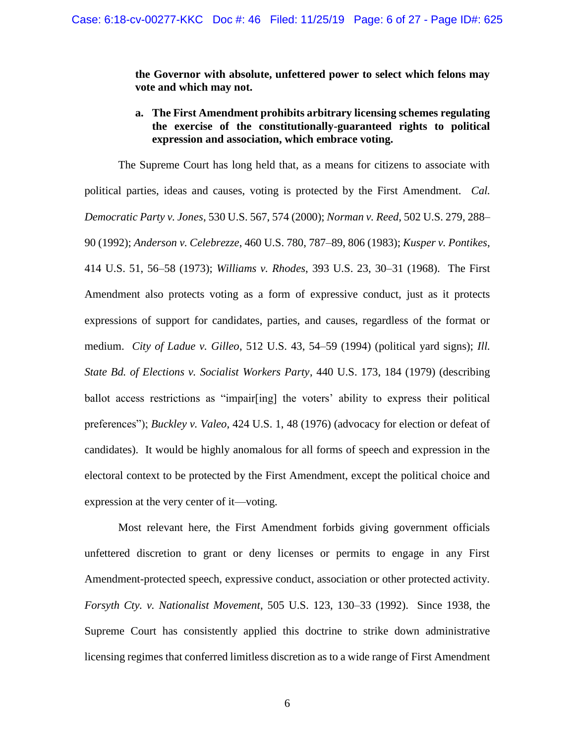**the Governor with absolute, unfettered power to select which felons may vote and which may not.**

**a. The First Amendment prohibits arbitrary licensing schemes regulating the exercise of the constitutionally-guaranteed rights to political expression and association, which embrace voting.**

The Supreme Court has long held that, as a means for citizens to associate with political parties, ideas and causes, voting is protected by the First Amendment. *Cal. Democratic Party v. Jones*, 530 U.S. 567, 574 (2000); *Norman v. Reed*, 502 U.S. 279, 288–90 (1992); *Anderson v. Celebrezze*, 460 U.S. 780, 787–89, 806 (1983); *Kusper v. Pontikes*, 414 U.S. 51, 56–58 (1973); *Williams v. Rhodes*, 393 U.S. 23, 30–31 (1968). The First Amendment also protects voting as a form of expressive conduct, just as it protects expressions of support for candidates, parties, and causes, regardless of the format or medium. *City of Ladue v. Gilleo*, 512 U.S. 43, 54–59 (1994) (political yard signs); *Ill. State Bd. of Elections v. Socialist Workers Party*, 440 U.S. 173, 184 (1979) (describing ballot access restrictions as "impair[ing] the voters' ability to express their political preferences"); *Buckley v. Valeo*, 424 U.S. 1, 48 (1976) (advocacy for election or defeat of candidates). It would be highly anomalous for all forms of speech and expression in the electoral context to be protected by the First Amendment, except the political choice and expression at the very center of it—voting.

Most relevant here, the First Amendment forbids giving government officials unfettered discretion to grant or deny licenses or permits to engage in any First Amendment-protected speech, expressive conduct, association or other protected activity. *Forsyth Cty. v. Nationalist Movement*, 505 U.S. 123, 130–33 (1992). Since 1938, the Supreme Court has consistently applied this doctrine to strike down administrative licensing regimes that conferred limitless discretion as to a wide range of First Amendment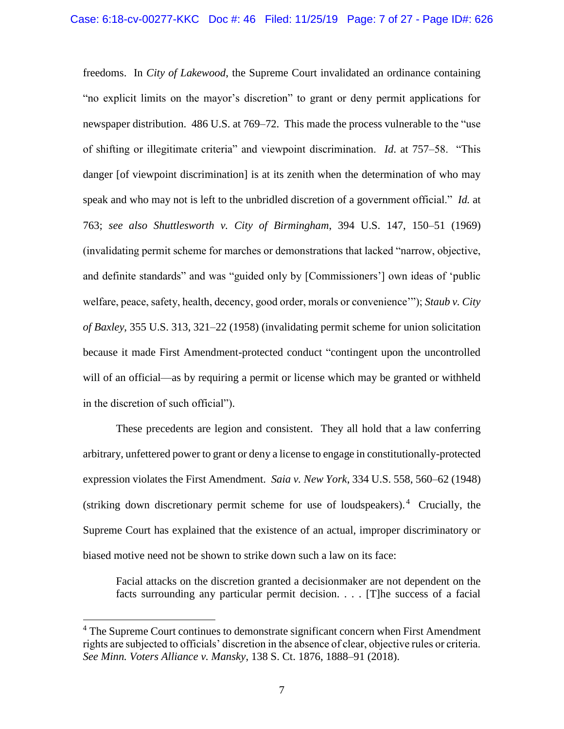freedoms. In *City of Lakewood*, the Supreme Court invalidated an ordinance containing "no explicit limits on the mayor's discretion" to grant or deny permit applications for newspaper distribution. 486 U.S. at 769–72. This made the process vulnerable to the "use of shifting or illegitimate criteria" and viewpoint discrimination. *Id.* at 757–58. "This danger [of viewpoint discrimination] is at its zenith when the determination of who may speak and who may not is left to the unbridled discretion of a government official." *Id.* at 763; *see also Shuttlesworth v. City of Birmingham*, 394 U.S. 147, 150–51 (1969) (invalidating permit scheme for marches or demonstrations that lacked "narrow, objective, and definite standards" and was "guided only by [Commissioners'] own ideas of 'public welfare, peace, safety, health, decency, good order, morals or convenience'"); *Staub v. City of Baxley*, 355 U.S. 313, 321–22 (1958) (invalidating permit scheme for union solicitation because it made First Amendment-protected conduct "contingent upon the uncontrolled will of an official—as by requiring a permit or license which may be granted or withheld in the discretion of such official").

These precedents are legion and consistent. They all hold that a law conferring arbitrary, unfettered power to grant or deny a license to engage in constitutionally-protected expression violates the First Amendment. *Saia v. New York*, 334 U.S. 558, 560–62 (1948) (striking down discretionary permit scheme for use of loudspeakers).[4] Crucially, the Supreme Court has explained that the existence of an actual, improper discriminatory or biased motive need not be shown to strike down such a law on its face:

> Facial attacks on the discretion granted a decisionmaker are not dependent on the facts surrounding any particular permit decision. . . . [T]he success of a facial

---

[4] The Supreme Court continues to demonstrate significant concern when First Amendment rights are subjected to officials' discretion in the absence of clear, objective rules or criteria. *See Minn. Voters Alliance v. Mansky*, 138 S. Ct. 1876, 1888–91 (2018).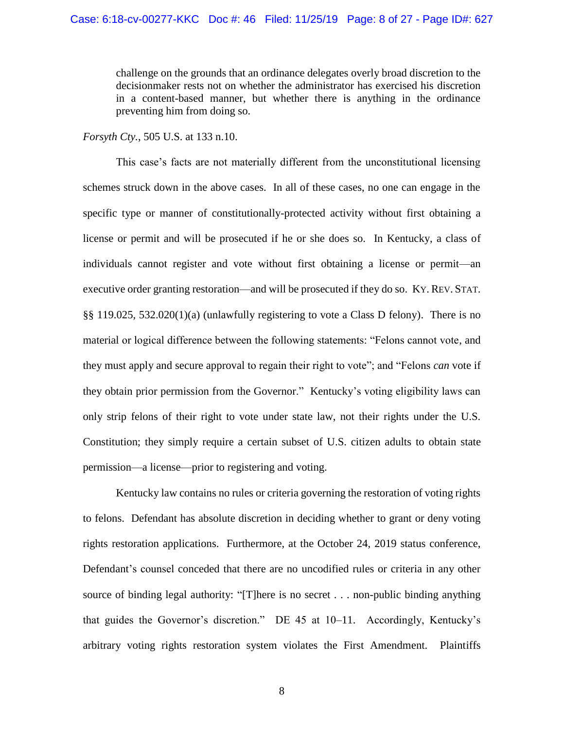> challenge on the grounds that an ordinance delegates overly broad discretion to the decisionmaker rests not on whether the administrator has exercised his discretion in a content-based manner, but whether there is anything in the ordinance preventing him from doing so.

*Forsyth Cty.*, 505 U.S. at 133 n.10.

This case's facts are not materially different from the unconstitutional licensing schemes struck down in the above cases. In all of these cases, no one can engage in the specific type or manner of constitutionally-protected activity without first obtaining a license or permit and will be prosecuted if he or she does so. In Kentucky, a class of individuals cannot register and vote without first obtaining a license or permit—an executive order granting restoration—and will be prosecuted if they do so. KY. REV. STAT. §§ 119.025, 532.020(1)(a) (unlawfully registering to vote a Class D felony). There is no material or logical difference between the following statements: "Felons cannot vote, and they must apply and secure approval to regain their right to vote"; and "Felons *can* vote if they obtain prior permission from the Governor." Kentucky's voting eligibility laws can only strip felons of their right to vote under state law, not their rights under the U.S. Constitution; they simply require a certain subset of U.S. citizen adults to obtain state permission—a license—prior to registering and voting.

Kentucky law contains no rules or criteria governing the restoration of voting rights to felons. Defendant has absolute discretion in deciding whether to grant or deny voting rights restoration applications. Furthermore, at the October 24, 2019 status conference, Defendant's counsel conceded that there are no uncodified rules or criteria in any other source of binding legal authority: "[T]here is no secret . . . non-public binding anything that guides the Governor's discretion." DE 45 at 10–11. Accordingly, Kentucky's arbitrary voting rights restoration system violates the First Amendment. Plaintiffs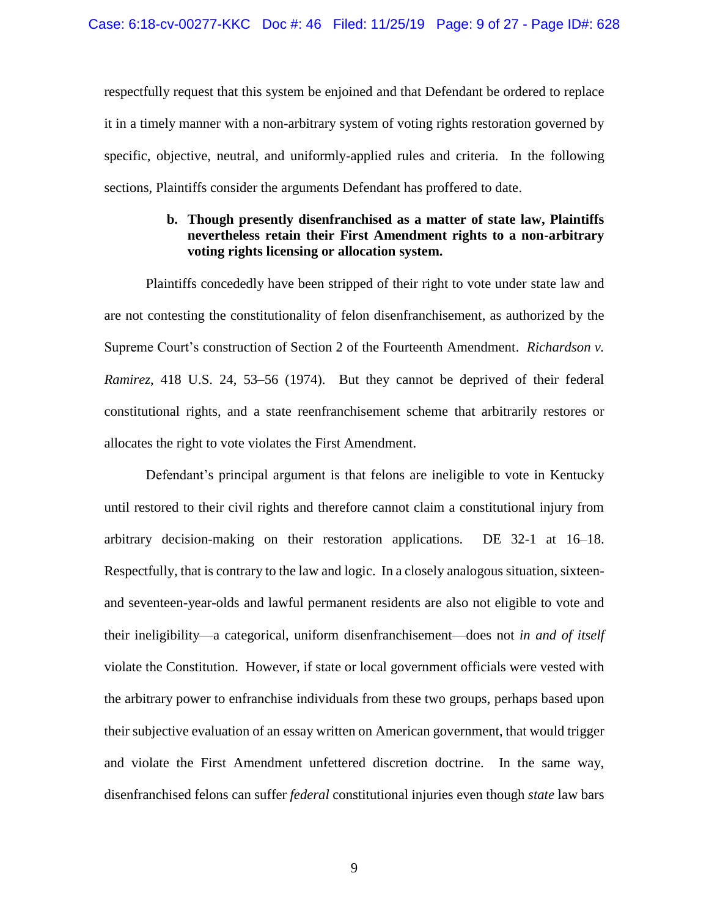respectfully request that this system be enjoined and that Defendant be ordered to replace it in a timely manner with a non-arbitrary system of voting rights restoration governed by specific, objective, neutral, and uniformly-applied rules and criteria. In the following sections, Plaintiffs consider the arguments Defendant has proffered to date.

**b. Though presently disenfranchised as a matter of state law, Plaintiffs nevertheless retain their First Amendment rights to a non-arbitrary voting rights licensing or allocation system.**

Plaintiffs concededly have been stripped of their right to vote under state law and are not contesting the constitutionality of felon disenfranchisement, as authorized by the Supreme Court's construction of Section 2 of the Fourteenth Amendment. *Richardson v. Ramirez*, 418 U.S. 24, 53–56 (1974). But they cannot be deprived of their federal constitutional rights, and a state reenfranchisement scheme that arbitrarily restores or allocates the right to vote violates the First Amendment.

Defendant's principal argument is that felons are ineligible to vote in Kentucky until restored to their civil rights and therefore cannot claim a constitutional injury from arbitrary decision-making on their restoration applications. DE 32-1 at 16–18. Respectfully, that is contrary to the law and logic. In a closely analogous situation, sixteen- and seventeen-year-olds and lawful permanent residents are also not eligible to vote and their ineligibility—a categorical, uniform disenfranchisement—does not *in and of itself* violate the Constitution. However, if state or local government officials were vested with the arbitrary power to enfranchise individuals from these two groups, perhaps based upon their subjective evaluation of an essay written on American government, that would trigger and violate the First Amendment unfettered discretion doctrine. In the same way, disenfranchised felons can suffer *federal* constitutional injuries even though *state* law bars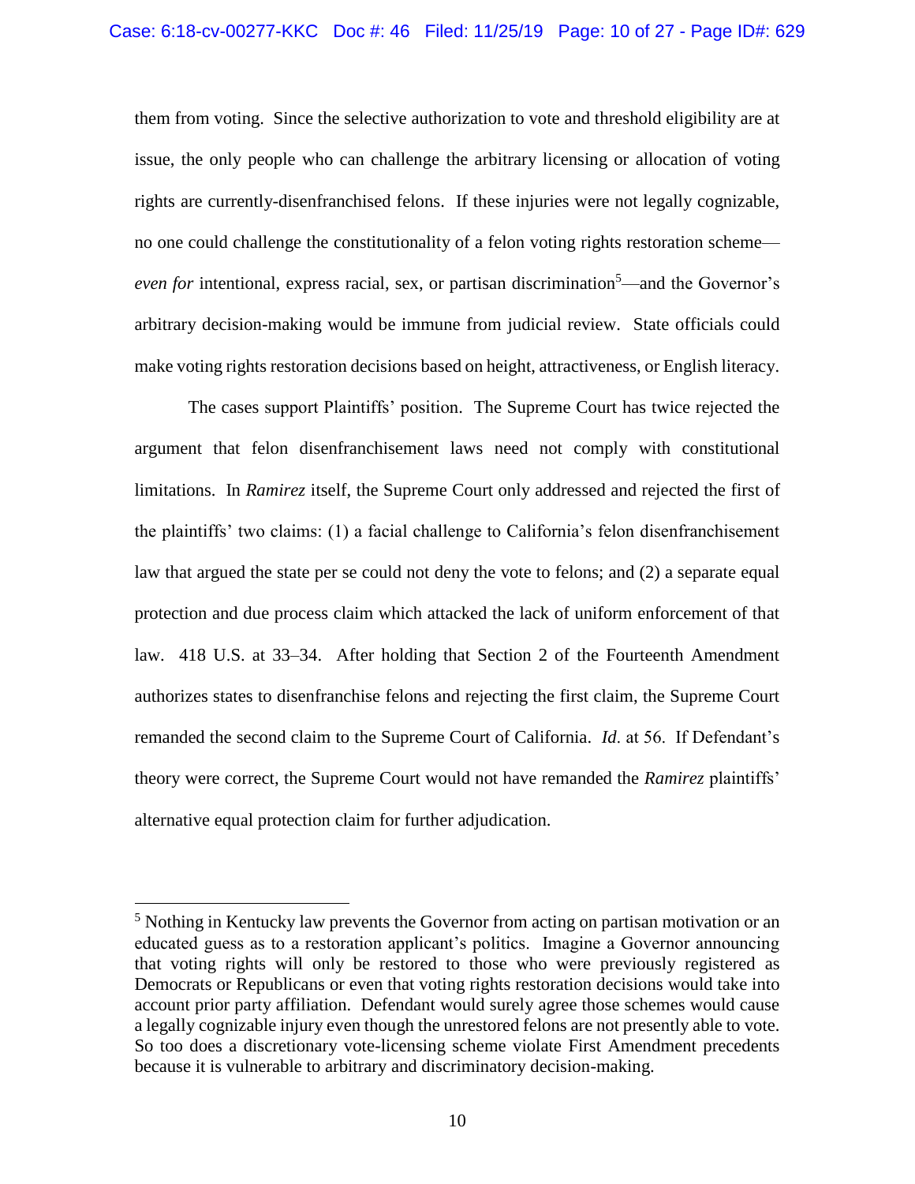them from voting. Since the selective authorization to vote and threshold eligibility are at issue, the only people who can challenge the arbitrary licensing or allocation of voting rights are currently-disenfranchised felons. If these injuries were not legally cognizable, no one could challenge the constitutionality of a felon voting rights restoration scheme—*even for* intentional, express racial, sex, or partisan discrimination[5]—and the Governor's arbitrary decision-making would be immune from judicial review. State officials could make voting rights restoration decisions based on height, attractiveness, or English literacy.

The cases support Plaintiffs' position. The Supreme Court has twice rejected the argument that felon disenfranchisement laws need not comply with constitutional limitations. In *Ramirez* itself, the Supreme Court only addressed and rejected the first of the plaintiffs' two claims: (1) a facial challenge to California's felon disenfranchisement law that argued the state per se could not deny the vote to felons; and (2) a separate equal protection and due process claim which attacked the lack of uniform enforcement of that law. 418 U.S. at 33–34. After holding that Section 2 of the Fourteenth Amendment authorizes states to disenfranchise felons and rejecting the first claim, the Supreme Court remanded the second claim to the Supreme Court of California. *Id*. at 56. If Defendant's theory were correct, the Supreme Court would not have remanded the *Ramirez* plaintiffs' alternative equal protection claim for further adjudication.

---

[5] Nothing in Kentucky law prevents the Governor from acting on partisan motivation or an educated guess as to a restoration applicant's politics. Imagine a Governor announcing that voting rights will only be restored to those who were previously registered as Democrats or Republicans or even that voting rights restoration decisions would take into account prior party affiliation. Defendant would surely agree those schemes would cause a legally cognizable injury even though the unrestored felons are not presently able to vote. So too does a discretionary vote-licensing scheme violate First Amendment precedents because it is vulnerable to arbitrary and discriminatory decision-making.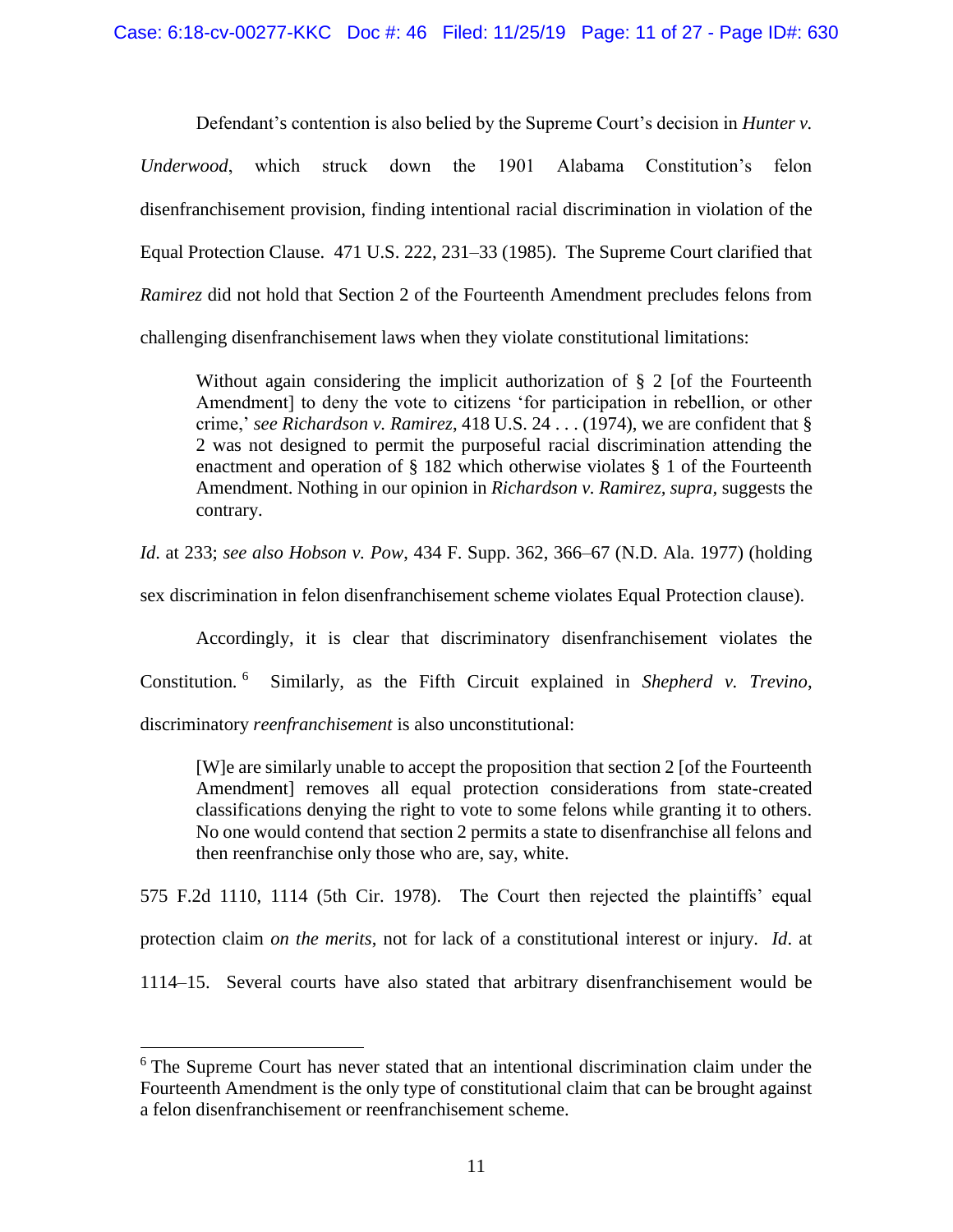Defendant's contention is also belied by the Supreme Court's decision in *Hunter v. Underwood*, which struck down the 1901 Alabama Constitution's felon disenfranchisement provision, finding intentional racial discrimination in violation of the Equal Protection Clause. 471 U.S. 222, 231–33 (1985). The Supreme Court clarified that *Ramirez* did not hold that Section 2 of the Fourteenth Amendment precludes felons from challenging disenfranchisement laws when they violate constitutional limitations:

> Without again considering the implicit authorization of § 2 [of the Fourteenth Amendment] to deny the vote to citizens 'for participation in rebellion, or other crime,' *see Richardson v. Ramirez*, 418 U.S. 24 . . . (1974), we are confident that § 2 was not designed to permit the purposeful racial discrimination attending the enactment and operation of § 182 which otherwise violates § 1 of the Fourteenth Amendment. Nothing in our opinion in *Richardson v. Ramirez, supra*, suggests the contrary.

*Id*. at 233; *see also Hobson v. Pow*, 434 F. Supp. 362, 366–67 (N.D. Ala. 1977) (holding sex discrimination in felon disenfranchisement scheme violates Equal Protection clause).

Accordingly, it is clear that discriminatory disenfranchisement violates the Constitution.[6] Similarly, as the Fifth Circuit explained in *Shepherd v. Trevino*, discriminatory *reenfranchisement* is also unconstitutional:

> [W]e are similarly unable to accept the proposition that section 2 [of the Fourteenth Amendment] removes all equal protection considerations from state-created classifications denying the right to vote to some felons while granting it to others. No one would contend that section 2 permits a state to disenfranchise all felons and then reenfranchise only those who are, say, white.

575 F.2d 1110, 1114 (5th Cir. 1978). The Court then rejected the plaintiffs' equal protection claim *on the merits*, not for lack of a constitutional interest or injury. *Id*. at 1114–15. Several courts have also stated that arbitrary disenfranchisement would be

[6] The Supreme Court has never stated that an intentional discrimination claim under the Fourteenth Amendment is the only type of constitutional claim that can be brought against a felon disenfranchisement or reenfranchisement scheme.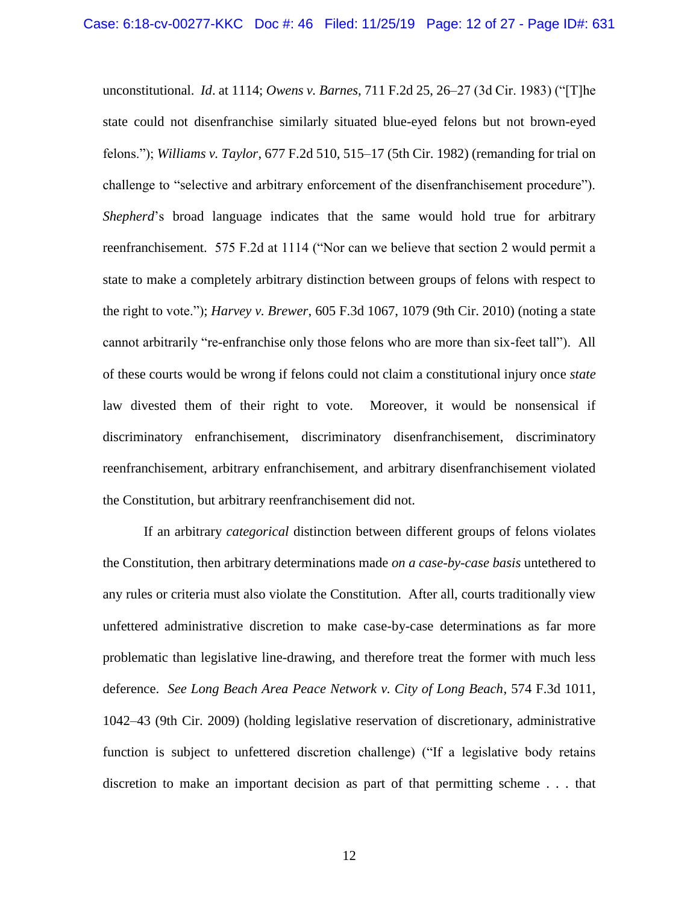unconstitutional. *Id*. at 1114; *Owens v. Barnes*, 711 F.2d 25, 26–27 (3d Cir. 1983) ("[T]he state could not disenfranchise similarly situated blue-eyed felons but not brown-eyed felons."); *Williams v. Taylor*, 677 F.2d 510, 515–17 (5th Cir. 1982) (remanding for trial on challenge to "selective and arbitrary enforcement of the disenfranchisement procedure"). *Shepherd*'s broad language indicates that the same would hold true for arbitrary reenfranchisement. 575 F.2d at 1114 ("Nor can we believe that section 2 would permit a state to make a completely arbitrary distinction between groups of felons with respect to the right to vote."); *Harvey v. Brewer*, 605 F.3d 1067, 1079 (9th Cir. 2010) (noting a state cannot arbitrarily "re-enfranchise only those felons who are more than six-feet tall"). All of these courts would be wrong if felons could not claim a constitutional injury once *state* law divested them of their right to vote. Moreover, it would be nonsensical if discriminatory enfranchisement, discriminatory disenfranchisement, discriminatory reenfranchisement, arbitrary enfranchisement, and arbitrary disenfranchisement violated the Constitution, but arbitrary reenfranchisement did not.

If an arbitrary *categorical* distinction between different groups of felons violates the Constitution, then arbitrary determinations made *on a case-by-case basis* untethered to any rules or criteria must also violate the Constitution. After all, courts traditionally view unfettered administrative discretion to make case-by-case determinations as far more problematic than legislative line-drawing, and therefore treat the former with much less deference. *See Long Beach Area Peace Network v. City of Long Beach*, 574 F.3d 1011, 1042–43 (9th Cir. 2009) (holding legislative reservation of discretionary, administrative function is subject to unfettered discretion challenge) ("If a legislative body retains discretion to make an important decision as part of that permitting scheme . . . that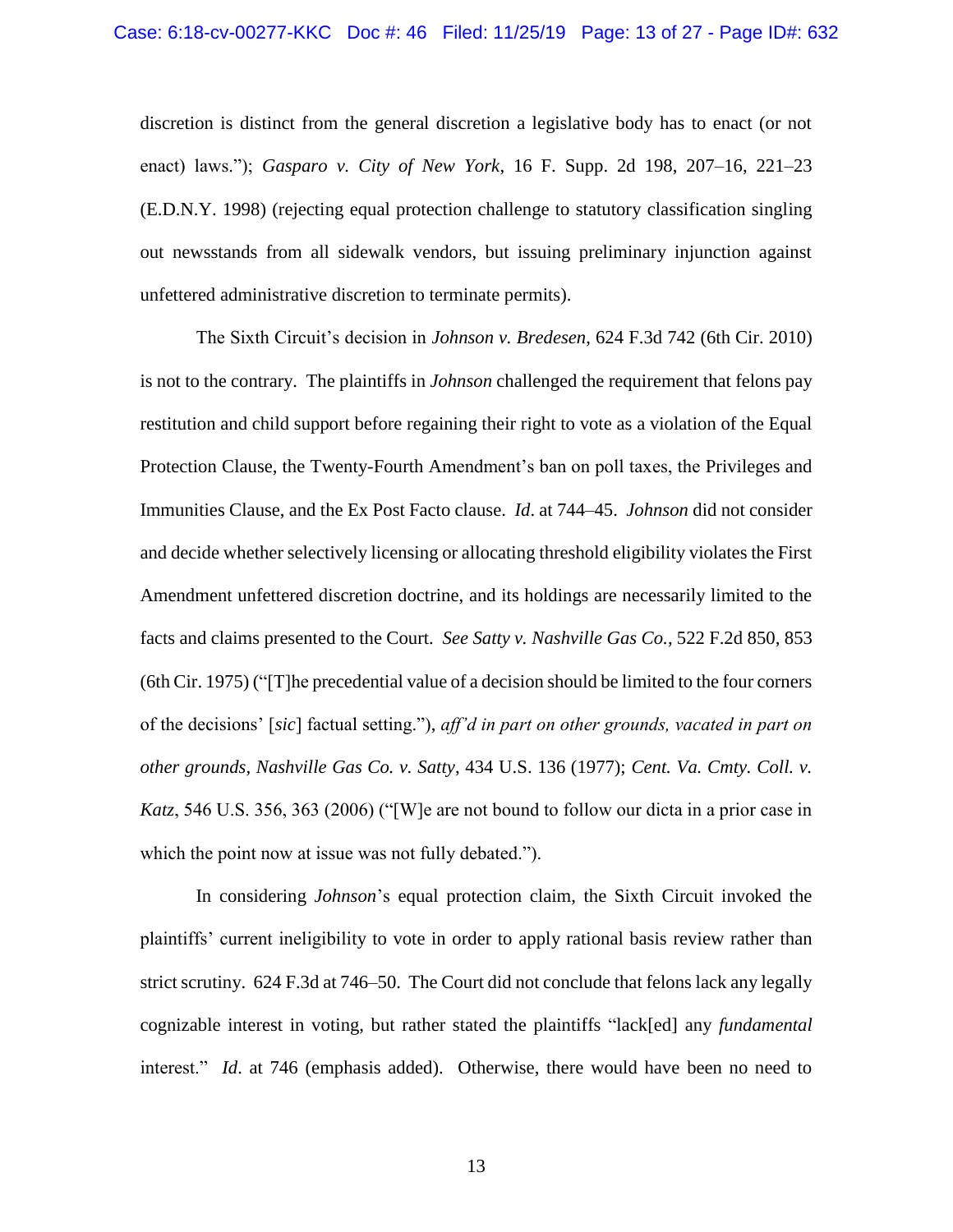discretion is distinct from the general discretion a legislative body has to enact (or not enact) laws."); *Gasparo v. City of New York*, 16 F. Supp. 2d 198, 207–16, 221–23 (E.D.N.Y. 1998) (rejecting equal protection challenge to statutory classification singling out newsstands from all sidewalk vendors, but issuing preliminary injunction against unfettered administrative discretion to terminate permits).

The Sixth Circuit's decision in *Johnson v. Bredesen*, 624 F.3d 742 (6th Cir. 2010) is not to the contrary. The plaintiffs in *Johnson* challenged the requirement that felons pay restitution and child support before regaining their right to vote as a violation of the Equal Protection Clause, the Twenty-Fourth Amendment's ban on poll taxes, the Privileges and Immunities Clause, and the Ex Post Facto clause. *Id*. at 744–45. *Johnson* did not consider and decide whether selectively licensing or allocating threshold eligibility violates the First Amendment unfettered discretion doctrine, and its holdings are necessarily limited to the facts and claims presented to the Court. *See Satty v. Nashville Gas Co.*, 522 F.2d 850, 853 (6th Cir. 1975) ("[T]he precedential value of a decision should be limited to the four corners of the decisions' [*sic*] factual setting."), *aff'd in part on other grounds, vacated in part on other grounds, Nashville Gas Co. v. Satty*, 434 U.S. 136 (1977); *Cent. Va. Cmty. Coll. v. Katz*, 546 U.S. 356, 363 (2006) ("[W]e are not bound to follow our dicta in a prior case in which the point now at issue was not fully debated.").

In considering *Johnson*'s equal protection claim, the Sixth Circuit invoked the plaintiffs' current ineligibility to vote in order to apply rational basis review rather than strict scrutiny. 624 F.3d at 746–50. The Court did not conclude that felons lack any legally cognizable interest in voting, but rather stated the plaintiffs "lack[ed] any *fundamental* interest." *Id*. at 746 (emphasis added). Otherwise, there would have been no need to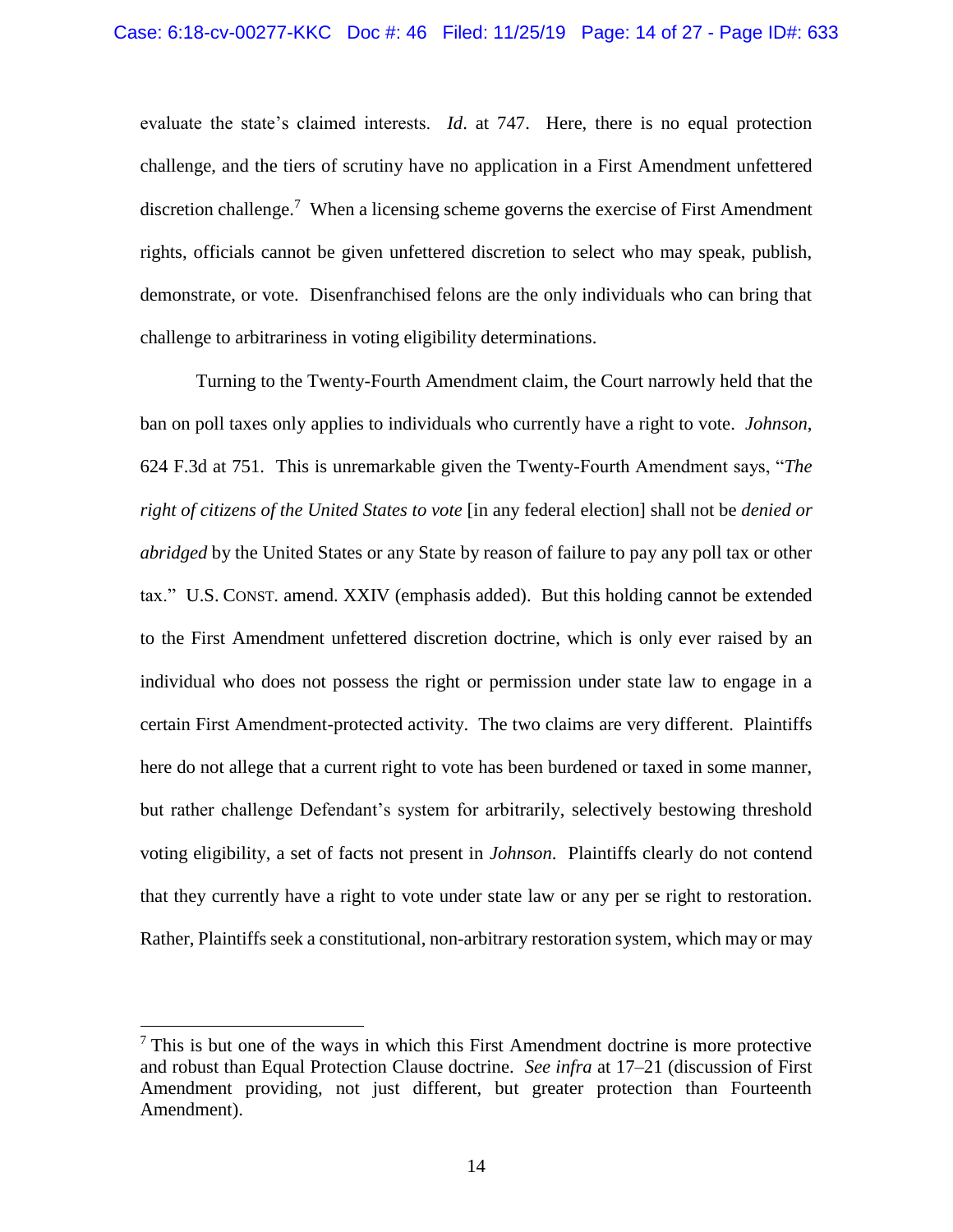evaluate the state's claimed interests. *Id*. at 747. Here, there is no equal protection challenge, and the tiers of scrutiny have no application in a First Amendment unfettered discretion challenge.[7] When a licensing scheme governs the exercise of First Amendment rights, officials cannot be given unfettered discretion to select who may speak, publish, demonstrate, or vote. Disenfranchised felons are the only individuals who can bring that challenge to arbitrariness in voting eligibility determinations.

Turning to the Twenty-Fourth Amendment claim, the Court narrowly held that the ban on poll taxes only applies to individuals who currently have a right to vote. *Johnson*, 624 F.3d at 751. This is unremarkable given the Twenty-Fourth Amendment says, "*The right of citizens of the United States to vote* [in any federal election] shall not be *denied or abridged* by the United States or any State by reason of failure to pay any poll tax or other tax." U.S. CONST. amend. XXIV (emphasis added). But this holding cannot be extended to the First Amendment unfettered discretion doctrine, which is only ever raised by an individual who does not possess the right or permission under state law to engage in a certain First Amendment-protected activity. The two claims are very different. Plaintiffs here do not allege that a current right to vote has been burdened or taxed in some manner, but rather challenge Defendant's system for arbitrarily, selectively bestowing threshold voting eligibility, a set of facts not present in *Johnson*. Plaintiffs clearly do not contend that they currently have a right to vote under state law or any per se right to restoration. Rather, Plaintiffs seek a constitutional, non-arbitrary restoration system, which may or may

[7] This is but one of the ways in which this First Amendment doctrine is more protective and robust than Equal Protection Clause doctrine. *See infra* at 17–21 (discussion of First Amendment providing, not just different, but greater protection than Fourteenth Amendment).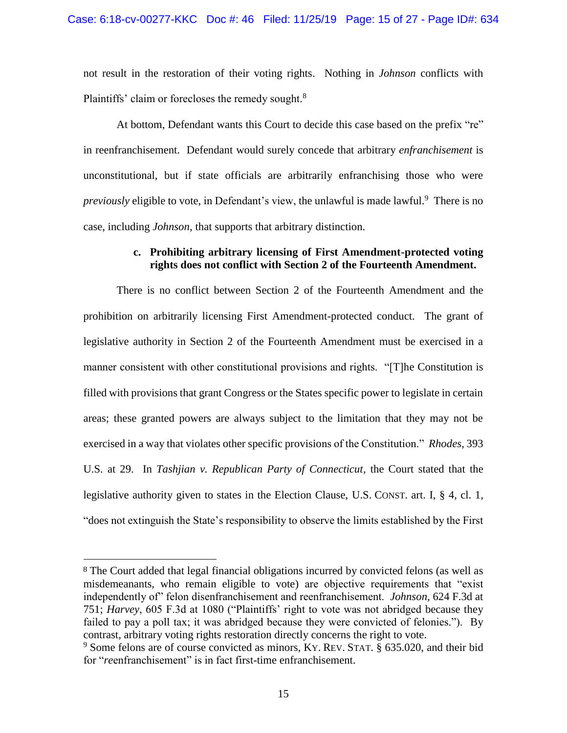not result in the restoration of their voting rights. Nothing in *Johnson* conflicts with Plaintiffs' claim or forecloses the remedy sought.[8]

At bottom, Defendant wants this Court to decide this case based on the prefix "re" in reenfranchisement. Defendant would surely concede that arbitrary *enfranchisement* is unconstitutional, but if state officials are arbitrarily enfranchising those who were *previously* eligible to vote, in Defendant's view, the unlawful is made lawful.[9] There is no case, including *Johnson*, that supports that arbitrary distinction.

**c. Prohibiting arbitrary licensing of First Amendment-protected voting rights does not conflict with Section 2 of the Fourteenth Amendment.**

There is no conflict between Section 2 of the Fourteenth Amendment and the prohibition on arbitrarily licensing First Amendment-protected conduct. The grant of legislative authority in Section 2 of the Fourteenth Amendment must be exercised in a manner consistent with other constitutional provisions and rights. "[T]he Constitution is filled with provisions that grant Congress or the States specific power to legislate in certain areas; these granted powers are always subject to the limitation that they may not be exercised in a way that violates other specific provisions of the Constitution." *Rhodes*, 393 U.S. at 29. In *Tashjian v. Republican Party of Connecticut*, the Court stated that the legislative authority given to states in the Election Clause, U.S. CONST. art. I, § 4, cl. 1, "does not extinguish the State's responsibility to observe the limits established by the First

---

[8] The Court added that legal financial obligations incurred by convicted felons (as well as misdemeanants, who remain eligible to vote) are objective requirements that "exist independently of" felon disenfranchisement and reenfranchisement. *Johnson*, 624 F.3d at 751; *Harvey*, 605 F.3d at 1080 ("Plaintiffs' right to vote was not abridged because they failed to pay a poll tax; it was abridged because they were convicted of felonies."). By contrast, arbitrary voting rights restoration directly concerns the right to vote.

[9] Some felons are of course convicted as minors, KY. REV. STAT. § 635.020, and their bid for "*re*enfranchisement" is in fact first-time enfranchisement.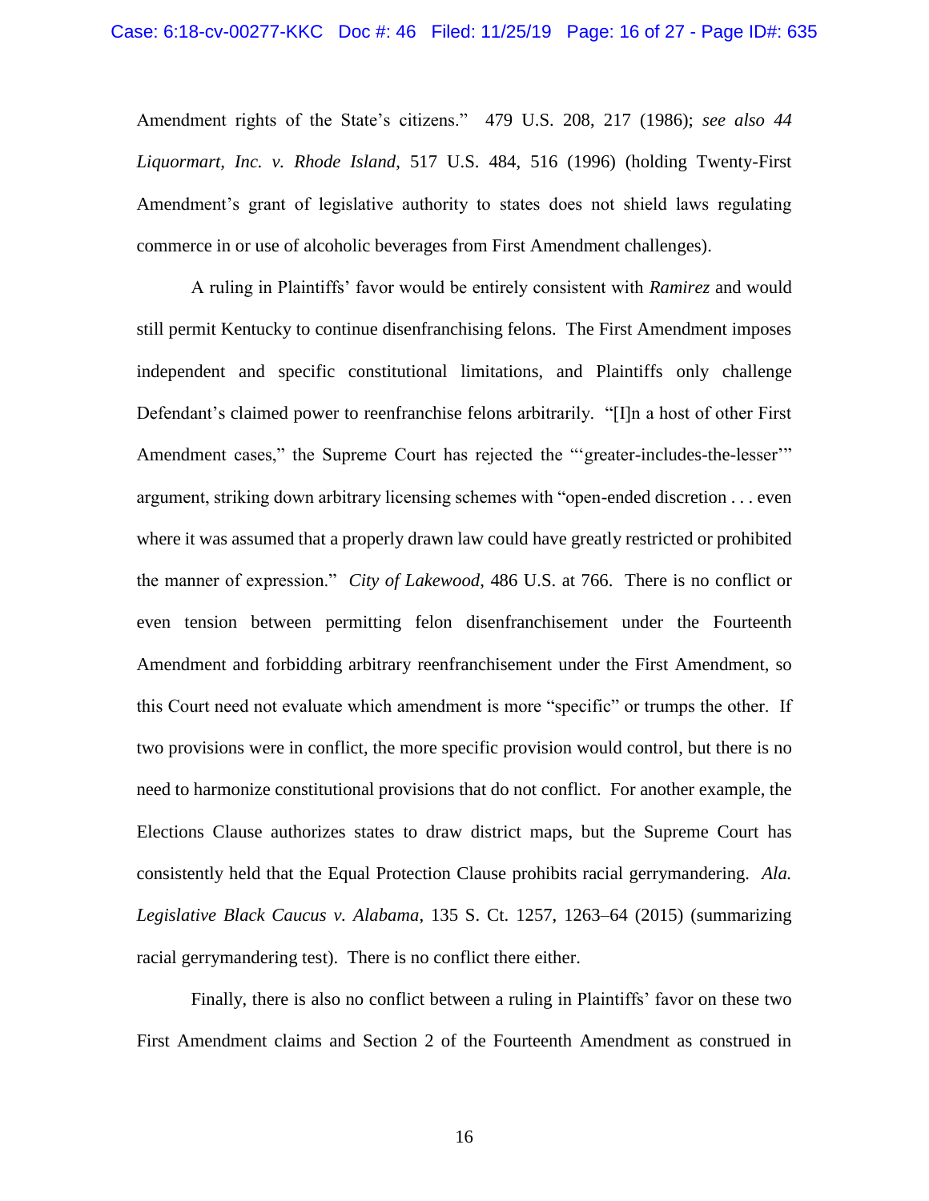Amendment rights of the State's citizens." 479 U.S. 208, 217 (1986); *see also 44 Liquormart, Inc. v. Rhode Island*, 517 U.S. 484, 516 (1996) (holding Twenty-First Amendment's grant of legislative authority to states does not shield laws regulating commerce in or use of alcoholic beverages from First Amendment challenges).

A ruling in Plaintiffs' favor would be entirely consistent with *Ramirez* and would still permit Kentucky to continue disenfranchising felons. The First Amendment imposes independent and specific constitutional limitations, and Plaintiffs only challenge Defendant's claimed power to reenfranchise felons arbitrarily. "[I]n a host of other First Amendment cases," the Supreme Court has rejected the "'greater-includes-the-lesser'" argument, striking down arbitrary licensing schemes with "open-ended discretion . . . even where it was assumed that a properly drawn law could have greatly restricted or prohibited the manner of expression." *City of Lakewood*, 486 U.S. at 766. There is no conflict or even tension between permitting felon disenfranchisement under the Fourteenth Amendment and forbidding arbitrary reenfranchisement under the First Amendment, so this Court need not evaluate which amendment is more "specific" or trumps the other. If two provisions were in conflict, the more specific provision would control, but there is no need to harmonize constitutional provisions that do not conflict. For another example, the Elections Clause authorizes states to draw district maps, but the Supreme Court has consistently held that the Equal Protection Clause prohibits racial gerrymandering. *Ala. Legislative Black Caucus v. Alabama*, 135 S. Ct. 1257, 1263–64 (2015) (summarizing racial gerrymandering test). There is no conflict there either.

Finally, there is also no conflict between a ruling in Plaintiffs' favor on these two First Amendment claims and Section 2 of the Fourteenth Amendment as construed in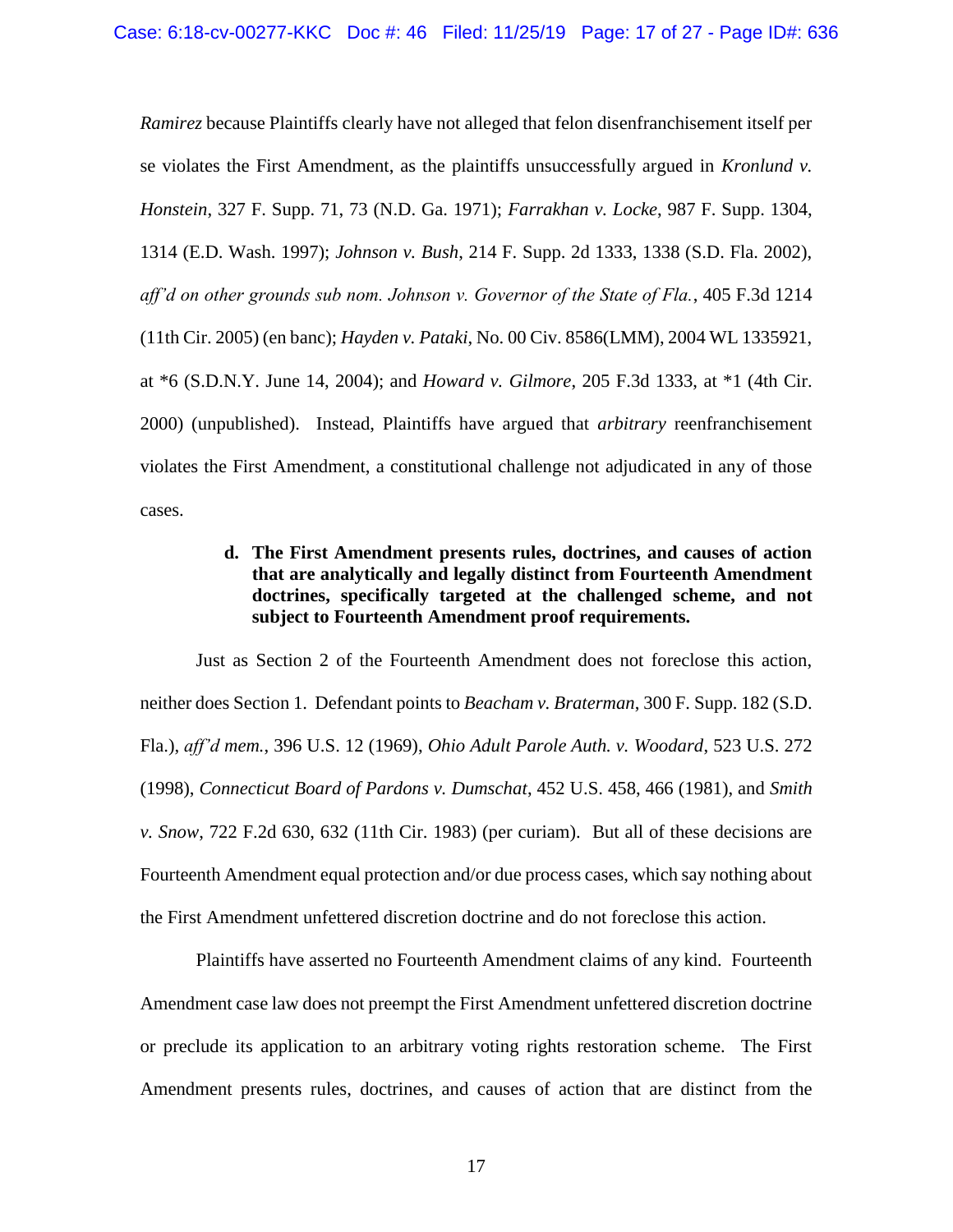*Ramirez* because Plaintiffs clearly have not alleged that felon disenfranchisement itself per se violates the First Amendment, as the plaintiffs unsuccessfully argued in *Kronlund v. Honstein*, 327 F. Supp. 71, 73 (N.D. Ga. 1971); *Farrakhan v. Locke*, 987 F. Supp. 1304, 1314 (E.D. Wash. 1997); *Johnson v. Bush*, 214 F. Supp. 2d 1333, 1338 (S.D. Fla. 2002), *aff'd on other grounds sub nom. Johnson v. Governor of the State of Fla.*, 405 F.3d 1214 (11th Cir. 2005) (en banc); *Hayden v. Pataki*, No. 00 Civ. 8586(LMM), 2004 WL 1335921, at *6 (S.D.N.Y. June 14, 2004); and *Howard v. Gilmore*, 205 F.3d 1333, at *1 (4th Cir. 2000) (unpublished). Instead, Plaintiffs have argued that *arbitrary* reenfranchisement violates the First Amendment, a constitutional challenge not adjudicated in any of those cases.

**d. The First Amendment presents rules, doctrines, and causes of action that are analytically and legally distinct from Fourteenth Amendment doctrines, specifically targeted at the challenged scheme, and not subject to Fourteenth Amendment proof requirements.**

Just as Section 2 of the Fourteenth Amendment does not foreclose this action, neither does Section 1. Defendant points to *Beacham v. Braterman*, 300 F. Supp. 182 (S.D. Fla.), *aff'd mem.*, 396 U.S. 12 (1969), *Ohio Adult Parole Auth. v. Woodard*, 523 U.S. 272 (1998), *Connecticut Board of Pardons v. Dumschat*, 452 U.S. 458, 466 (1981), and *Smith v. Snow*, 722 F.2d 630, 632 (11th Cir. 1983) (per curiam). But all of these decisions are Fourteenth Amendment equal protection and/or due process cases, which say nothing about the First Amendment unfettered discretion doctrine and do not foreclose this action.

Plaintiffs have asserted no Fourteenth Amendment claims of any kind. Fourteenth Amendment case law does not preempt the First Amendment unfettered discretion doctrine or preclude its application to an arbitrary voting rights restoration scheme. The First Amendment presents rules, doctrines, and causes of action that are distinct from the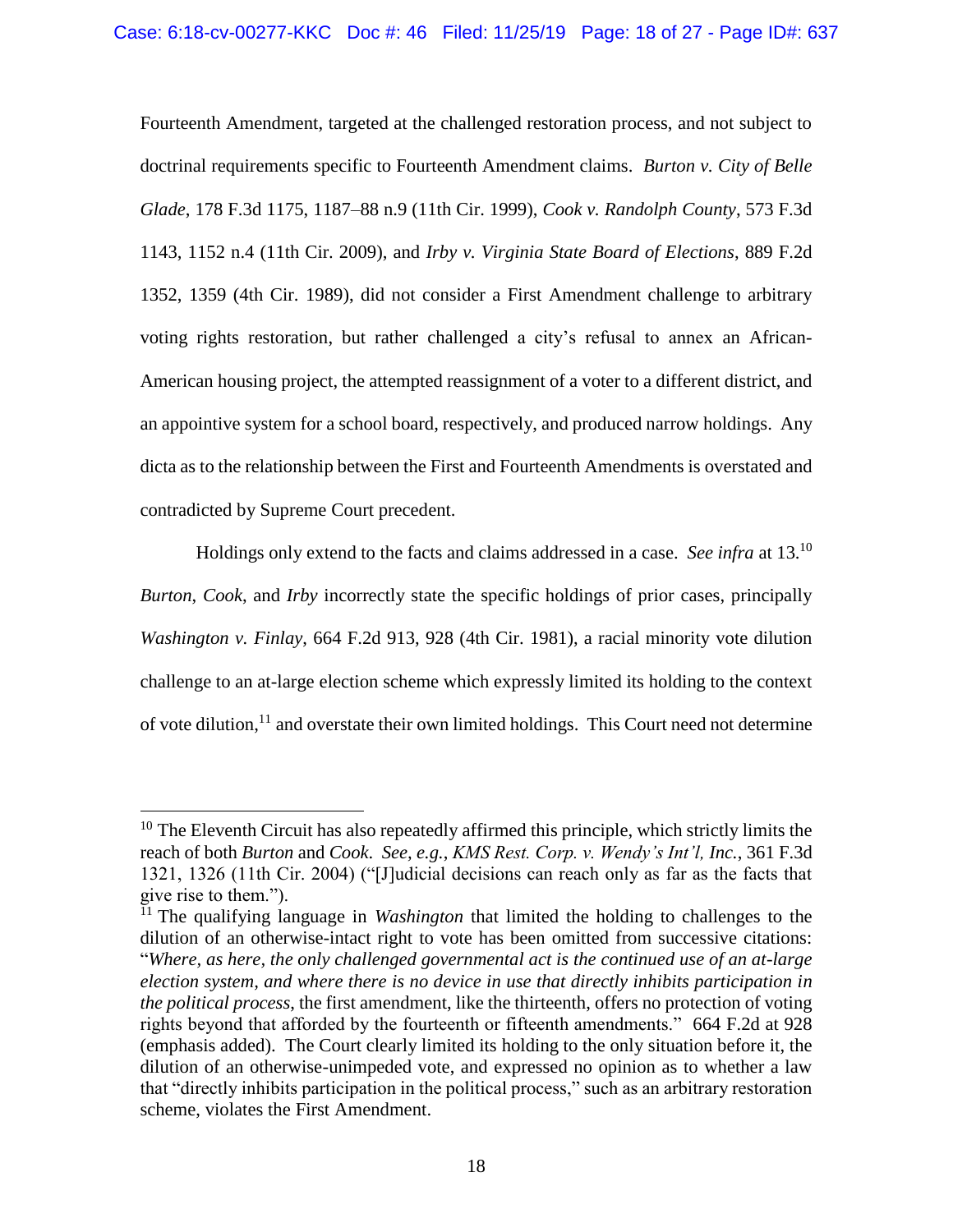Fourteenth Amendment, targeted at the challenged restoration process, and not subject to doctrinal requirements specific to Fourteenth Amendment claims. *Burton v. City of Belle Glade*, 178 F.3d 1175, 1187–88 n.9 (11th Cir. 1999), *Cook v. Randolph County*, 573 F.3d 1143, 1152 n.4 (11th Cir. 2009), and *Irby v. Virginia State Board of Elections*, 889 F.2d 1352, 1359 (4th Cir. 1989), did not consider a First Amendment challenge to arbitrary voting rights restoration, but rather challenged a city's refusal to annex an African-American housing project, the attempted reassignment of a voter to a different district, and an appointive system for a school board, respectively, and produced narrow holdings. Any dicta as to the relationship between the First and Fourteenth Amendments is overstated and contradicted by Supreme Court precedent.

Holdings only extend to the facts and claims addressed in a case. *See infra* at 13.[10] *Burton*, *Cook*, and *Irby* incorrectly state the specific holdings of prior cases, principally *Washington v. Finlay*, 664 F.2d 913, 928 (4th Cir. 1981), a racial minority vote dilution challenge to an at-large election scheme which expressly limited its holding to the context of vote dilution,[11] and overstate their own limited holdings. This Court need not determine

---

[10] The Eleventh Circuit has also repeatedly affirmed this principle, which strictly limits the reach of both *Burton* and *Cook*. *See, e.g.*, *KMS Rest. Corp. v. Wendy's Int'l, Inc.*, 361 F.3d 1321, 1326 (11th Cir. 2004) ("[J]udicial decisions can reach only as far as the facts that give rise to them.").

[11] The qualifying language in *Washington* that limited the holding to challenges to the dilution of an otherwise-intact right to vote has been omitted from successive citations: "*Where, as here, the only challenged governmental act is the continued use of an at-large election system, and where there is no device in use that directly inhibits participation in the political process*, the first amendment, like the thirteenth, offers no protection of voting rights beyond that afforded by the fourteenth or fifteenth amendments." 664 F.2d at 928 (emphasis added). The Court clearly limited its holding to the only situation before it, the dilution of an otherwise-unimpeded vote, and expressed no opinion as to whether a law that "directly inhibits participation in the political process," such as an arbitrary restoration scheme, violates the First Amendment.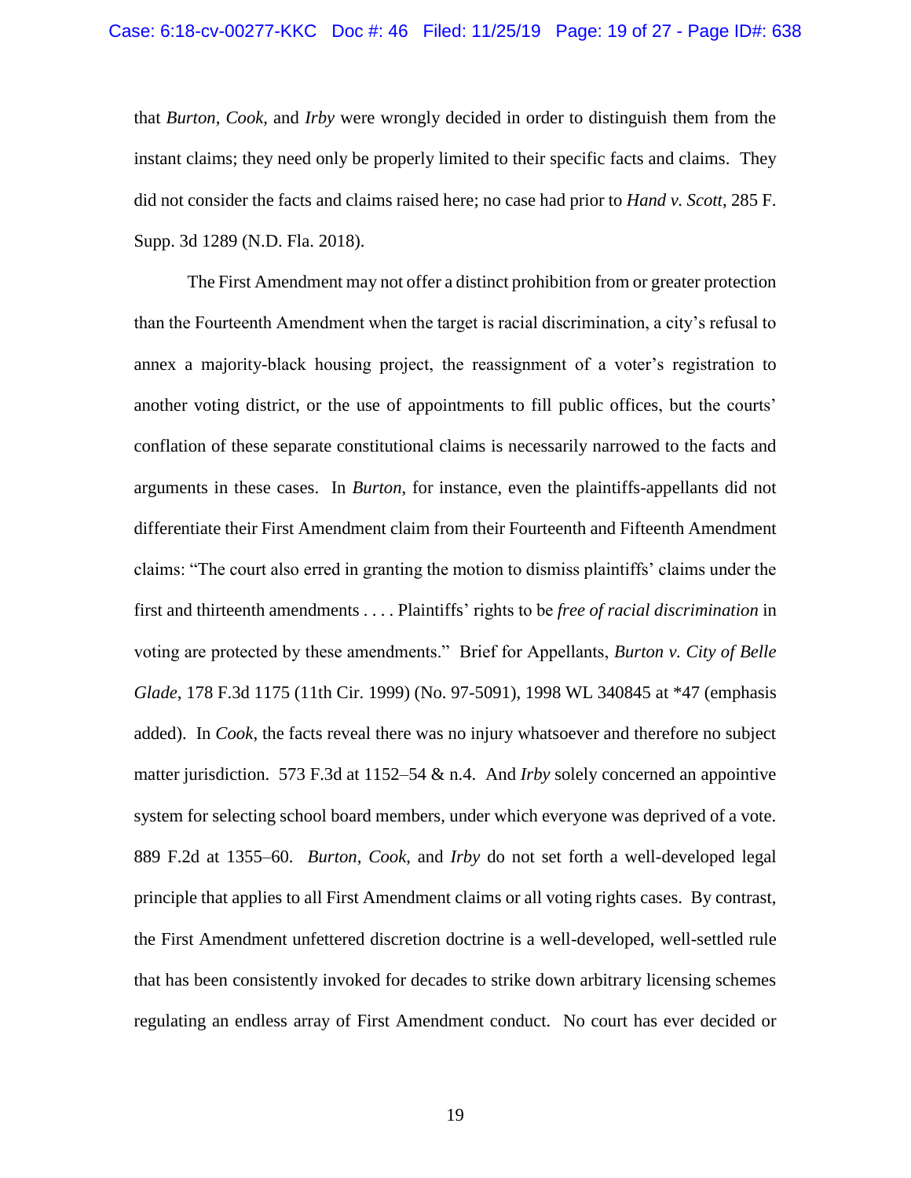that *Burton*, *Cook*, and *Irby* were wrongly decided in order to distinguish them from the instant claims; they need only be properly limited to their specific facts and claims. They did not consider the facts and claims raised here; no case had prior to *Hand v. Scott*, 285 F. Supp. 3d 1289 (N.D. Fla. 2018).

The First Amendment may not offer a distinct prohibition from or greater protection than the Fourteenth Amendment when the target is racial discrimination, a city's refusal to annex a majority-black housing project, the reassignment of a voter's registration to another voting district, or the use of appointments to fill public offices, but the courts' conflation of these separate constitutional claims is necessarily narrowed to the facts and arguments in these cases. In *Burton*, for instance, even the plaintiffs-appellants did not differentiate their First Amendment claim from their Fourteenth and Fifteenth Amendment claims: "The court also erred in granting the motion to dismiss plaintiffs' claims under the first and thirteenth amendments . . . . Plaintiffs' rights to be *free of racial discrimination* in voting are protected by these amendments." Brief for Appellants, *Burton v. City of Belle Glade*, 178 F.3d 1175 (11th Cir. 1999) (No. 97-5091), 1998 WL 340845 at *47 (emphasis added). In *Cook*, the facts reveal there was no injury whatsoever and therefore no subject matter jurisdiction. 573 F.3d at 1152–54 & n.4. And *Irby* solely concerned an appointive system for selecting school board members, under which everyone was deprived of a vote. 889 F.2d at 1355–60. *Burton*, *Cook*, and *Irby* do not set forth a well-developed legal principle that applies to all First Amendment claims or all voting rights cases. By contrast, the First Amendment unfettered discretion doctrine is a well-developed, well-settled rule that has been consistently invoked for decades to strike down arbitrary licensing schemes regulating an endless array of First Amendment conduct. No court has ever decided or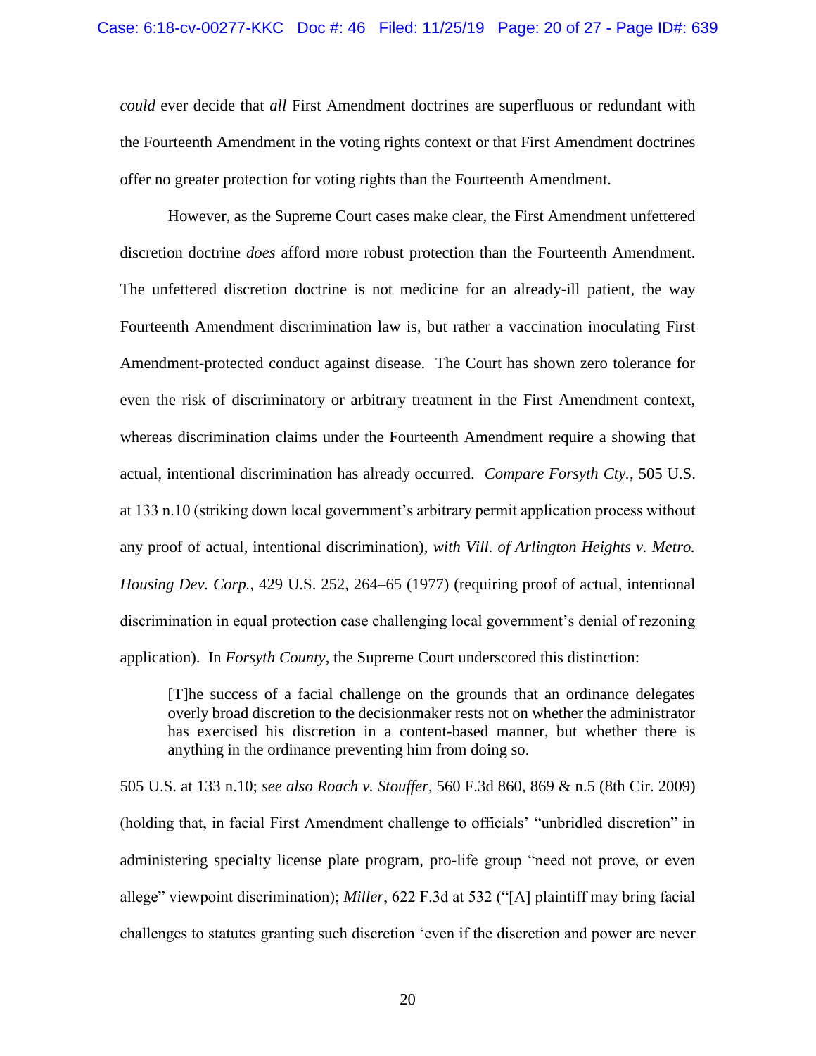*could* ever decide that *all* First Amendment doctrines are superfluous or redundant with the Fourteenth Amendment in the voting rights context or that First Amendment doctrines offer no greater protection for voting rights than the Fourteenth Amendment.

However, as the Supreme Court cases make clear, the First Amendment unfettered discretion doctrine *does* afford more robust protection than the Fourteenth Amendment. The unfettered discretion doctrine is not medicine for an already-ill patient, the way Fourteenth Amendment discrimination law is, but rather a vaccination inoculating First Amendment-protected conduct against disease. The Court has shown zero tolerance for even the risk of discriminatory or arbitrary treatment in the First Amendment context, whereas discrimination claims under the Fourteenth Amendment require a showing that actual, intentional discrimination has already occurred. *Compare Forsyth Cty.*, 505 U.S. at 133 n.10 (striking down local government's arbitrary permit application process without any proof of actual, intentional discrimination), *with Vill. of Arlington Heights v. Metro. Housing Dev. Corp.*, 429 U.S. 252, 264–65 (1977) (requiring proof of actual, intentional discrimination in equal protection case challenging local government's denial of rezoning application). In *Forsyth County*, the Supreme Court underscored this distinction:

> [T]he success of a facial challenge on the grounds that an ordinance delegates overly broad discretion to the decisionmaker rests not on whether the administrator has exercised his discretion in a content-based manner, but whether there is anything in the ordinance preventing him from doing so.

505 U.S. at 133 n.10; *see also Roach v. Stouffer*, 560 F.3d 860, 869 & n.5 (8th Cir. 2009) (holding that, in facial First Amendment challenge to officials' "unbridled discretion" in administering specialty license plate program, pro-life group "need not prove, or even allege" viewpoint discrimination); *Miller*, 622 F.3d at 532 ("[A] plaintiff may bring facial challenges to statutes granting such discretion 'even if the discretion and power are never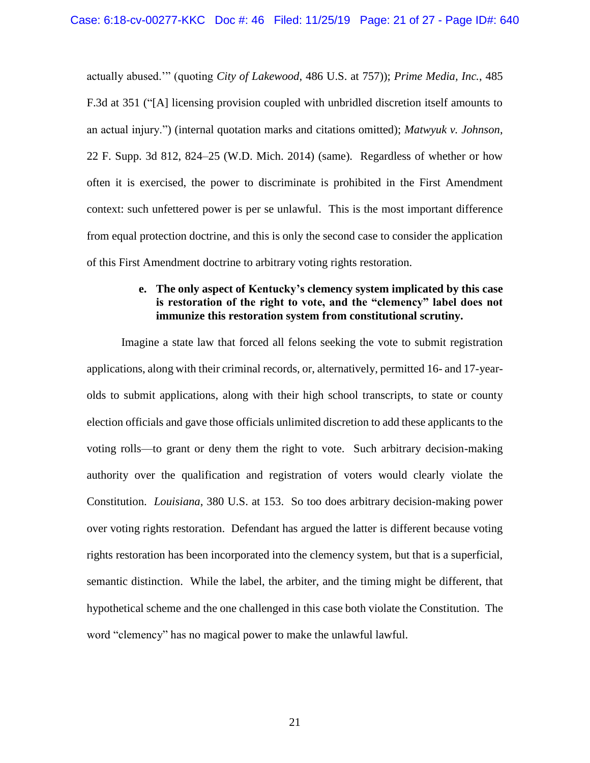actually abused.'" (quoting *City of Lakewood*, 486 U.S. at 757)); *Prime Media, Inc.*, 485 F.3d at 351 ("[A] licensing provision coupled with unbridled discretion itself amounts to an actual injury.") (internal quotation marks and citations omitted); *Matwyuk v. Johnson*, 22 F. Supp. 3d 812, 824–25 (W.D. Mich. 2014) (same). Regardless of whether or how often it is exercised, the power to discriminate is prohibited in the First Amendment context: such unfettered power is per se unlawful. This is the most important difference from equal protection doctrine, and this is only the second case to consider the application of this First Amendment doctrine to arbitrary voting rights restoration.

**e. The only aspect of Kentucky's clemency system implicated by this case is restoration of the right to vote, and the "clemency" label does not immunize this restoration system from constitutional scrutiny.**

Imagine a state law that forced all felons seeking the vote to submit registration applications, along with their criminal records, or, alternatively, permitted 16- and 17-year-olds to submit applications, along with their high school transcripts, to state or county election officials and gave those officials unlimited discretion to add these applicants to the voting rolls—to grant or deny them the right to vote. Such arbitrary decision-making authority over the qualification and registration of voters would clearly violate the Constitution. *Louisiana*, 380 U.S. at 153. So too does arbitrary decision-making power over voting rights restoration. Defendant has argued the latter is different because voting rights restoration has been incorporated into the clemency system, but that is a superficial, semantic distinction. While the label, the arbiter, and the timing might be different, that hypothetical scheme and the one challenged in this case both violate the Constitution. The word "clemency" has no magical power to make the unlawful lawful.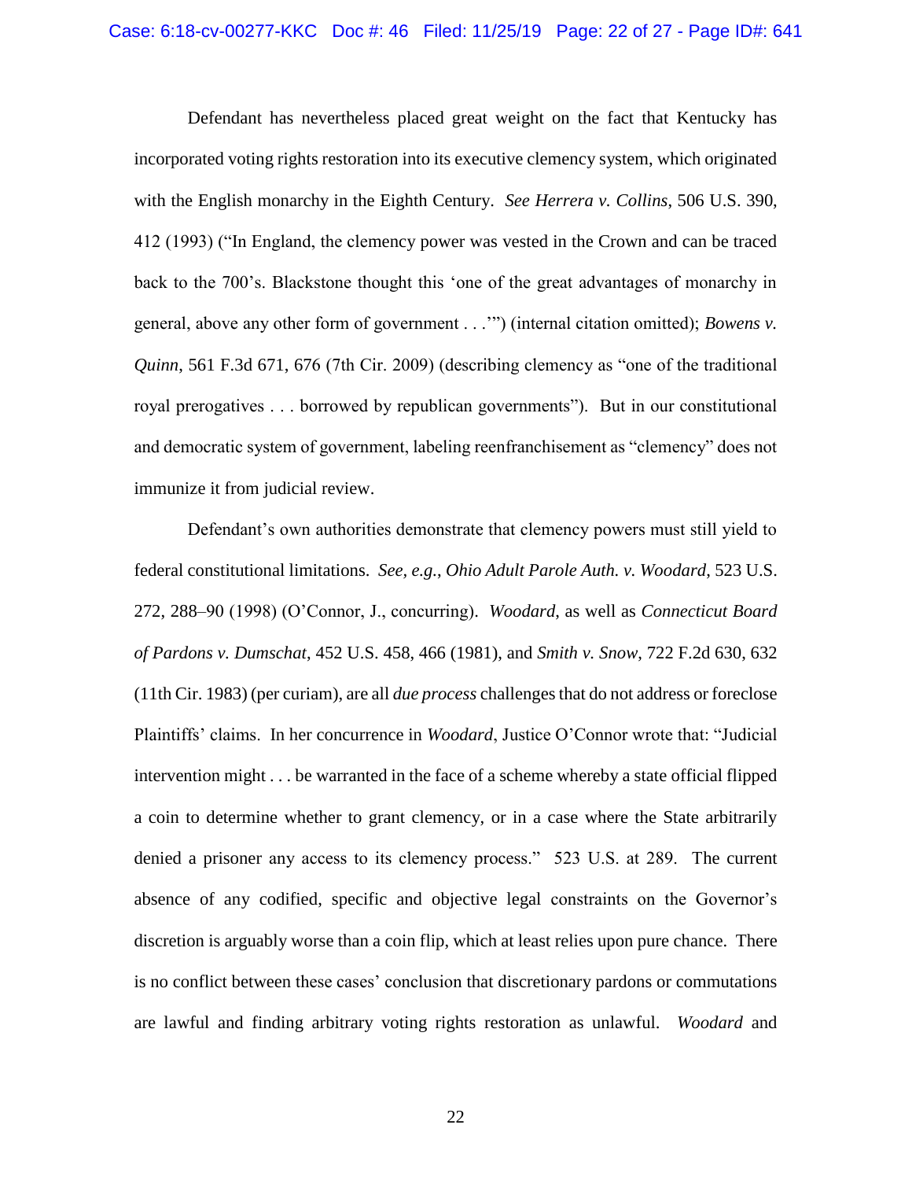Defendant has nevertheless placed great weight on the fact that Kentucky has incorporated voting rights restoration into its executive clemency system, which originated with the English monarchy in the Eighth Century. *See Herrera v. Collins*, 506 U.S. 390, 412 (1993) ("In England, the clemency power was vested in the Crown and can be traced back to the 700's. Blackstone thought this 'one of the great advantages of monarchy in general, above any other form of government . . .'") (internal citation omitted); *Bowens v. Quinn*, 561 F.3d 671, 676 (7th Cir. 2009) (describing clemency as "one of the traditional royal prerogatives . . . borrowed by republican governments"). But in our constitutional and democratic system of government, labeling reenfranchisement as "clemency" does not immunize it from judicial review.

Defendant's own authorities demonstrate that clemency powers must still yield to federal constitutional limitations. *See, e.g.*, *Ohio Adult Parole Auth. v. Woodard*, 523 U.S. 272, 288–90 (1998) (O'Connor, J., concurring). *Woodard*, as well as *Connecticut Board of Pardons v. Dumschat*, 452 U.S. 458, 466 (1981), and *Smith v. Snow*, 722 F.2d 630, 632 (11th Cir. 1983) (per curiam), are all *due process* challenges that do not address or foreclose Plaintiffs' claims. In her concurrence in *Woodard*, Justice O'Connor wrote that: "Judicial intervention might . . . be warranted in the face of a scheme whereby a state official flipped a coin to determine whether to grant clemency, or in a case where the State arbitrarily denied a prisoner any access to its clemency process." 523 U.S. at 289. The current absence of any codified, specific and objective legal constraints on the Governor's discretion is arguably worse than a coin flip, which at least relies upon pure chance. There is no conflict between these cases' conclusion that discretionary pardons or commutations are lawful and finding arbitrary voting rights restoration as unlawful. *Woodard* and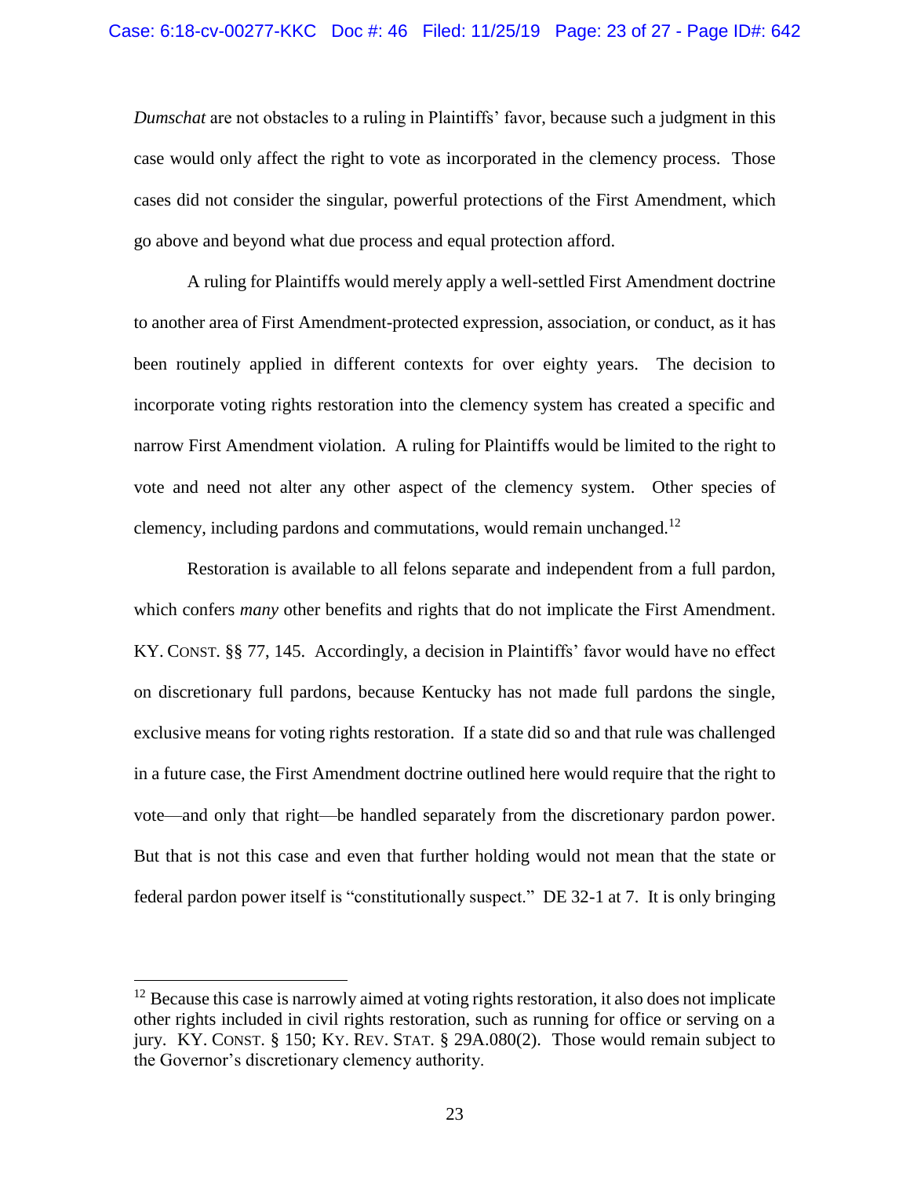*Dumschat* are not obstacles to a ruling in Plaintiffs' favor, because such a judgment in this case would only affect the right to vote as incorporated in the clemency process. Those cases did not consider the singular, powerful protections of the First Amendment, which go above and beyond what due process and equal protection afford.

A ruling for Plaintiffs would merely apply a well-settled First Amendment doctrine to another area of First Amendment-protected expression, association, or conduct, as it has been routinely applied in different contexts for over eighty years. The decision to incorporate voting rights restoration into the clemency system has created a specific and narrow First Amendment violation. A ruling for Plaintiffs would be limited to the right to vote and need not alter any other aspect of the clemency system. Other species of clemency, including pardons and commutations, would remain unchanged.[12]

Restoration is available to all felons separate and independent from a full pardon, which confers *many* other benefits and rights that do not implicate the First Amendment. KY. CONST. §§ 77, 145. Accordingly, a decision in Plaintiffs' favor would have no effect on discretionary full pardons, because Kentucky has not made full pardons the single, exclusive means for voting rights restoration. If a state did so and that rule was challenged in a future case, the First Amendment doctrine outlined here would require that the right to vote—and only that right—be handled separately from the discretionary pardon power. But that is not this case and even that further holding would not mean that the state or federal pardon power itself is "constitutionally suspect." DE 32-1 at 7. It is only bringing

---

[12] Because this case is narrowly aimed at voting rights restoration, it also does not implicate other rights included in civil rights restoration, such as running for office or serving on a jury. KY. CONST. § 150; KY. REV. STAT. § 29A.080(2). Those would remain subject to the Governor's discretionary clemency authority.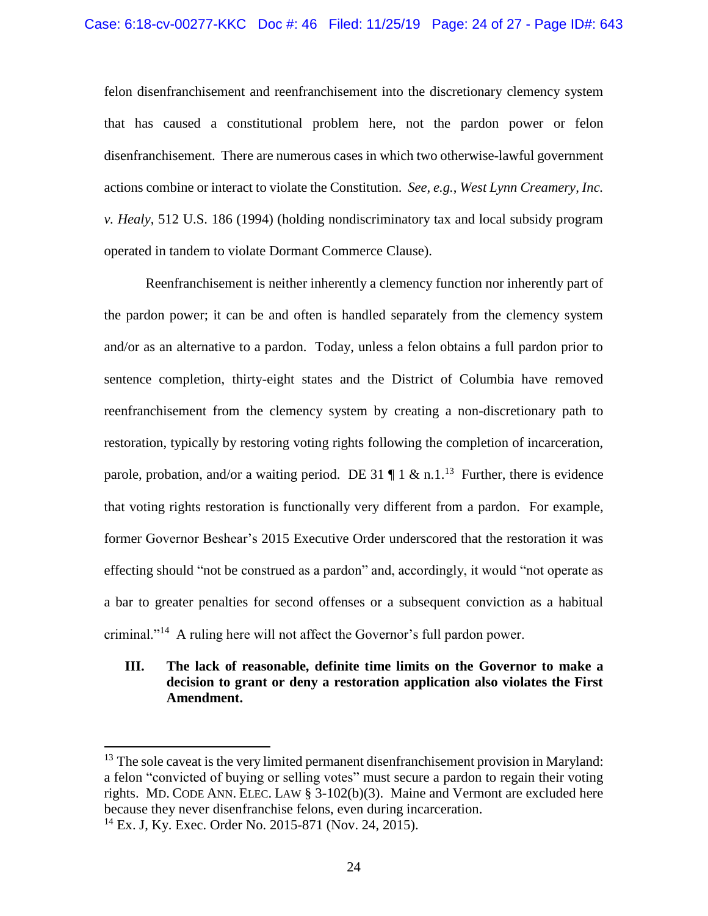felon disenfranchisement and reenfranchisement into the discretionary clemency system that has caused a constitutional problem here, not the pardon power or felon disenfranchisement. There are numerous cases in which two otherwise-lawful government actions combine or interact to violate the Constitution. *See, e.g.*, *West Lynn Creamery, Inc. v. Healy*, 512 U.S. 186 (1994) (holding nondiscriminatory tax and local subsidy program operated in tandem to violate Dormant Commerce Clause).

Reenfranchisement is neither inherently a clemency function nor inherently part of the pardon power; it can be and often is handled separately from the clemency system and/or as an alternative to a pardon. Today, unless a felon obtains a full pardon prior to sentence completion, thirty-eight states and the District of Columbia have removed reenfranchisement from the clemency system by creating a non-discretionary path to restoration, typically by restoring voting rights following the completion of incarceration, parole, probation, and/or a waiting period. DE 31 ¶ 1 & n.1.[13] Further, there is evidence that voting rights restoration is functionally very different from a pardon. For example, former Governor Beshear's 2015 Executive Order underscored that the restoration it was effecting should "not be construed as a pardon" and, accordingly, it would "not operate as a bar to greater penalties for second offenses or a subsequent conviction as a habitual criminal."[14] A ruling here will not affect the Governor's full pardon power.

### III. The lack of reasonable, definite time limits on the Governor to make a decision to grant or deny a restoration application also violates the First Amendment.

---

[13] The sole caveat is the very limited permanent disenfranchisement provision in Maryland: a felon "convicted of buying or selling votes" must secure a pardon to regain their voting rights. MD. CODE ANN. ELEC. LAW § 3-102(b)(3). Maine and Vermont are excluded here because they never disenfranchise felons, even during incarceration.

[14] Ex. J, Ky. Exec. Order No. 2015-871 (Nov. 24, 2015).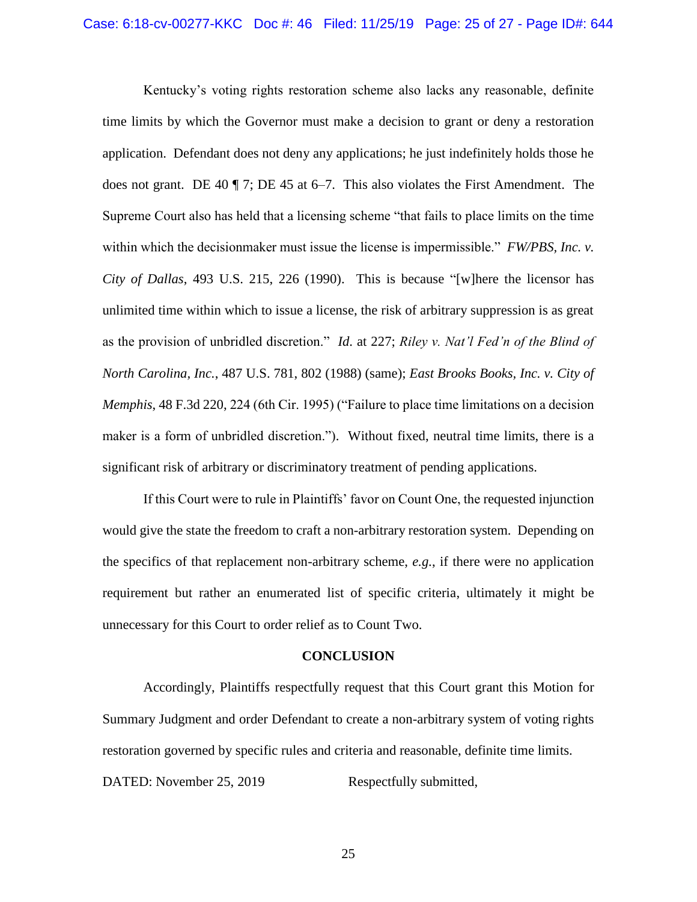Kentucky's voting rights restoration scheme also lacks any reasonable, definite time limits by which the Governor must make a decision to grant or deny a restoration application. Defendant does not deny any applications; he just indefinitely holds those he does not grant. DE 40 ¶ 7; DE 45 at 6–7. This also violates the First Amendment. The Supreme Court also has held that a licensing scheme "that fails to place limits on the time within which the decisionmaker must issue the license is impermissible." *FW/PBS, Inc. v. City of Dallas*, 493 U.S. 215, 226 (1990). This is because "[w]here the licensor has unlimited time within which to issue a license, the risk of arbitrary suppression is as great as the provision of unbridled discretion." *Id*. at 227; *Riley v. Nat'l Fed'n of the Blind of North Carolina, Inc.*, 487 U.S. 781, 802 (1988) (same); *East Brooks Books, Inc. v. City of Memphis*, 48 F.3d 220, 224 (6th Cir. 1995) ("Failure to place time limitations on a decision maker is a form of unbridled discretion."). Without fixed, neutral time limits, there is a significant risk of arbitrary or discriminatory treatment of pending applications.

If this Court were to rule in Plaintiffs' favor on Count One, the requested injunction would give the state the freedom to craft a non-arbitrary restoration system. Depending on the specifics of that replacement non-arbitrary scheme, *e.g.*, if there were no application requirement but rather an enumerated list of specific criteria, ultimately it might be unnecessary for this Court to order relief as to Count Two.

## CONCLUSION

Accordingly, Plaintiffs respectfully request that this Court grant this Motion for Summary Judgment and order Defendant to create a non-arbitrary system of voting rights restoration governed by specific rules and criteria and reasonable, definite time limits.

DATED: November 25, 2019 Respectfully submitted,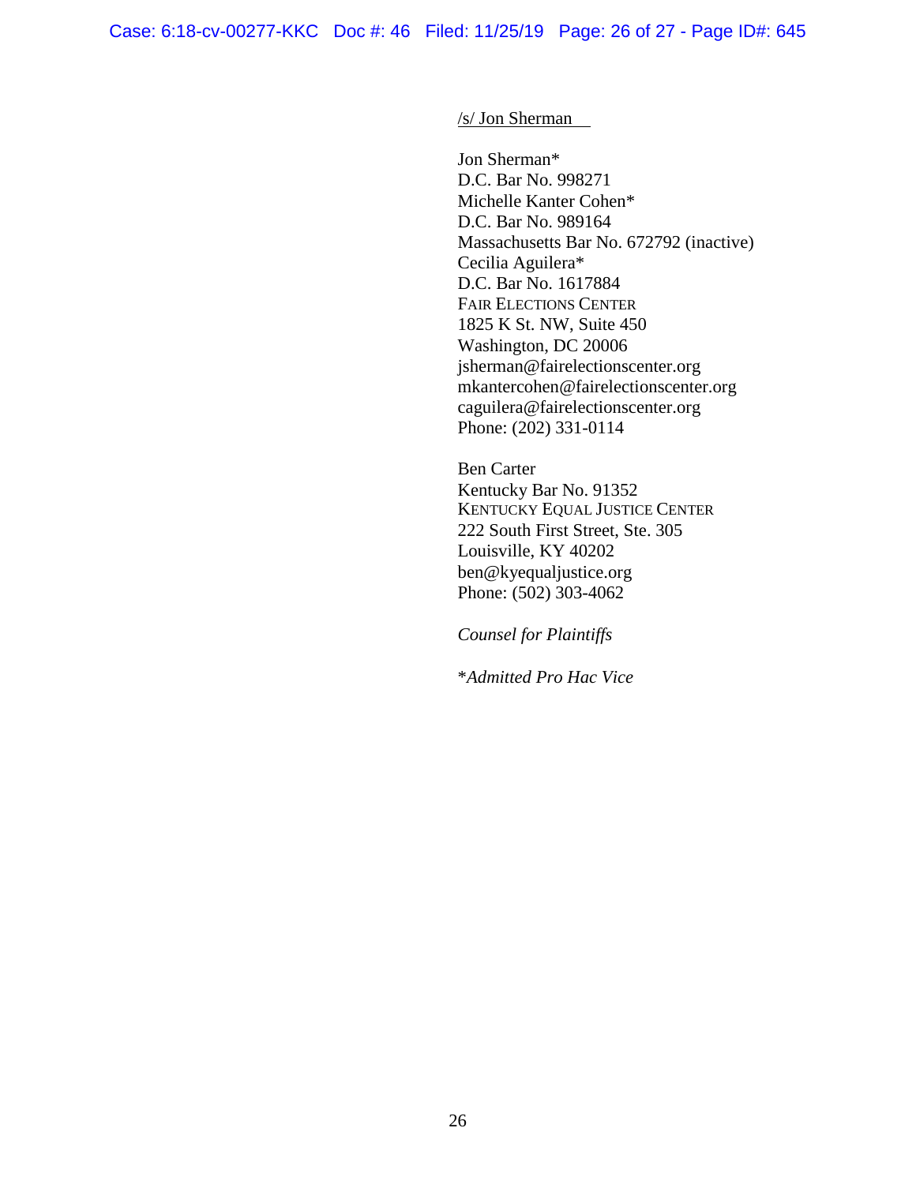/s/ Jon Sherman

Jon Sherman*
D.C. Bar No. 998271
Michelle Kanter Cohen*
D.C. Bar No. 989164
Massachusetts Bar No. 672792 (inactive)
Cecilia Aguilera*
D.C. Bar No. 1617884
FAIR ELECTIONS CENTER
1825 K St. NW, Suite 450
Washington, DC 20006
jsherman@fairelectionscenter.org
mkantercohen@fairelectionscenter.org
caguilera@fairelectionscenter.org
Phone: (202) 331-0114

Ben Carter
Kentucky Bar No. 91352
KENTUCKY EQUAL JUSTICE CENTER
222 South First Street, Ste. 305
Louisville, KY 40202
ben@kyequaljustice.org
Phone: (502) 303-4062

*Counsel for Plaintiffs*

*\*Admitted Pro Hac Vice*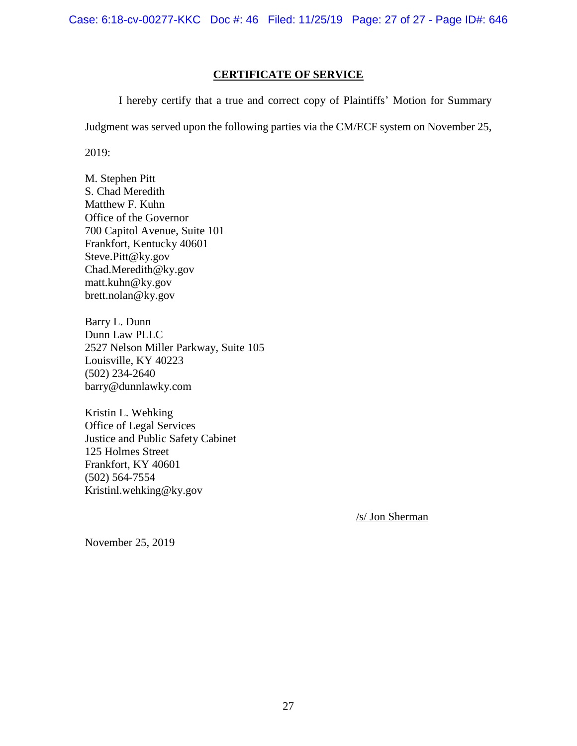## CERTIFICATE OF SERVICE

I hereby certify that a true and correct copy of Plaintiffs' Motion for Summary Judgment was served upon the following parties via the CM/ECF system on November 25, 2019:

M. Stephen Pitt
S. Chad Meredith
Matthew F. Kuhn
Office of the Governor
700 Capitol Avenue, Suite 101
Frankfort, Kentucky 40601
Steve.Pitt@ky.gov
Chad.Meredith@ky.gov
matt.kuhn@ky.gov
brett.nolan@ky.gov

Barry L. Dunn
Dunn Law PLLC
2527 Nelson Miller Parkway, Suite 105
Louisville, KY 40223
(502) 234-2640
barry@dunnlawky.com

Kristin L. Wehking
Office of Legal Services
Justice and Public Safety Cabinet
125 Holmes Street
Frankfort, KY 40601
(502) 564-7554
Kristinl.wehking@ky.gov

/s/ Jon Sherman

November 25, 2019